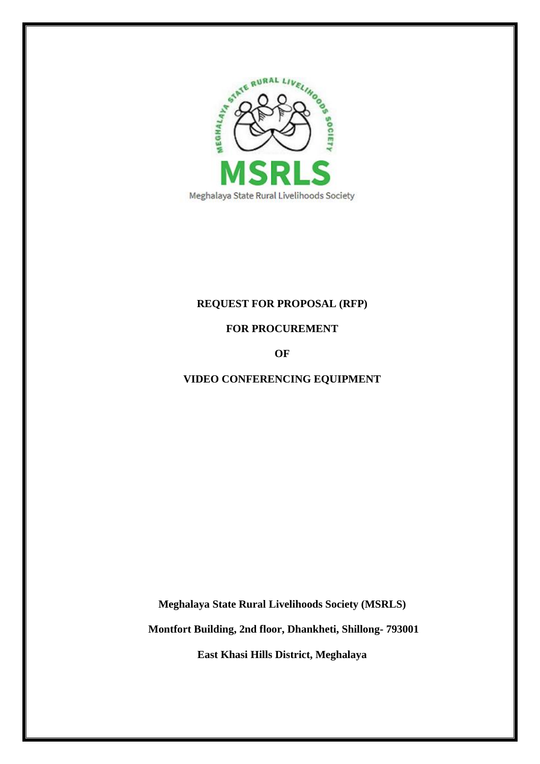# REQUEST FOR PROPOSAL (RFP)

# FOR PROCUREMENT

# OF

# VIDEO CONFERENCING EQUIPMENT

**Meghalaya State Rural Livelihoods Society (MSRLS)**

**Montfort Building, 2nd floor, Dhankheti, Shillong- 793001**

**East Khasi Hills District, Meghalaya**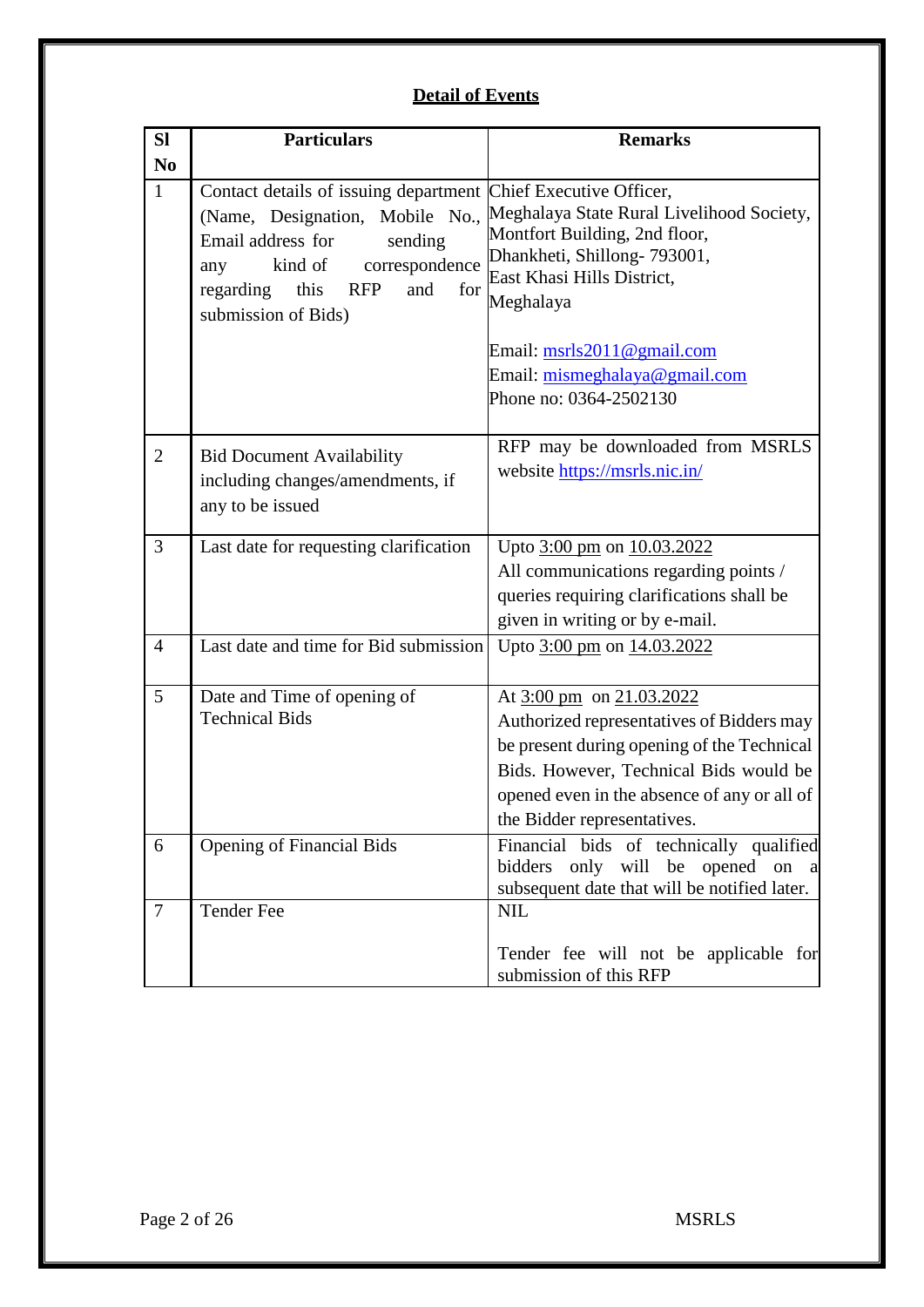## Detail of Events

| Sl No | Particulars | Remarks |
|---|---|---|
| 1 | Contact details of issuing department (Name, Designation, Mobile No., Email address for sending any kind of correspondence regarding this RFP and for submission of Bids) | Chief Executive Officer, Meghalaya State Rural Livelihood Society, Montfort Building, 2nd floor, Dhankheti, Shillong- 793001, East Khasi Hills District, Meghalaya<br><br>Email: msrls2011@gmail.com<br>Email: mismeghalaya@gmail.com<br>Phone no: 0364-2502130 |
| 2 | Bid Document Availability including changes/amendments, if any to be issued | RFP may be downloaded from MSRLS website https://msrls.nic.in/ |
| 3 | Last date for requesting clarification | Upto 3:00 pm on 10.03.2022<br>All communications regarding points / queries requiring clarifications shall be given in writing or by e-mail. |
| 4 | Last date and time for Bid submission | Upto 3:00 pm on 14.03.2022 |
| 5 | Date and Time of opening of Technical Bids | At 3:00 pm on 21.03.2022<br>Authorized representatives of Bidders may be present during opening of the Technical Bids. However, Technical Bids would be opened even in the absence of any or all of the Bidder representatives. |
| 6 | Opening of Financial Bids | Financial bids of technically qualified bidders only will be opened on a subsequent date that will be notified later. |
| 7 | Tender Fee | NIL<br><br>Tender fee will not be applicable for submission of this RFP |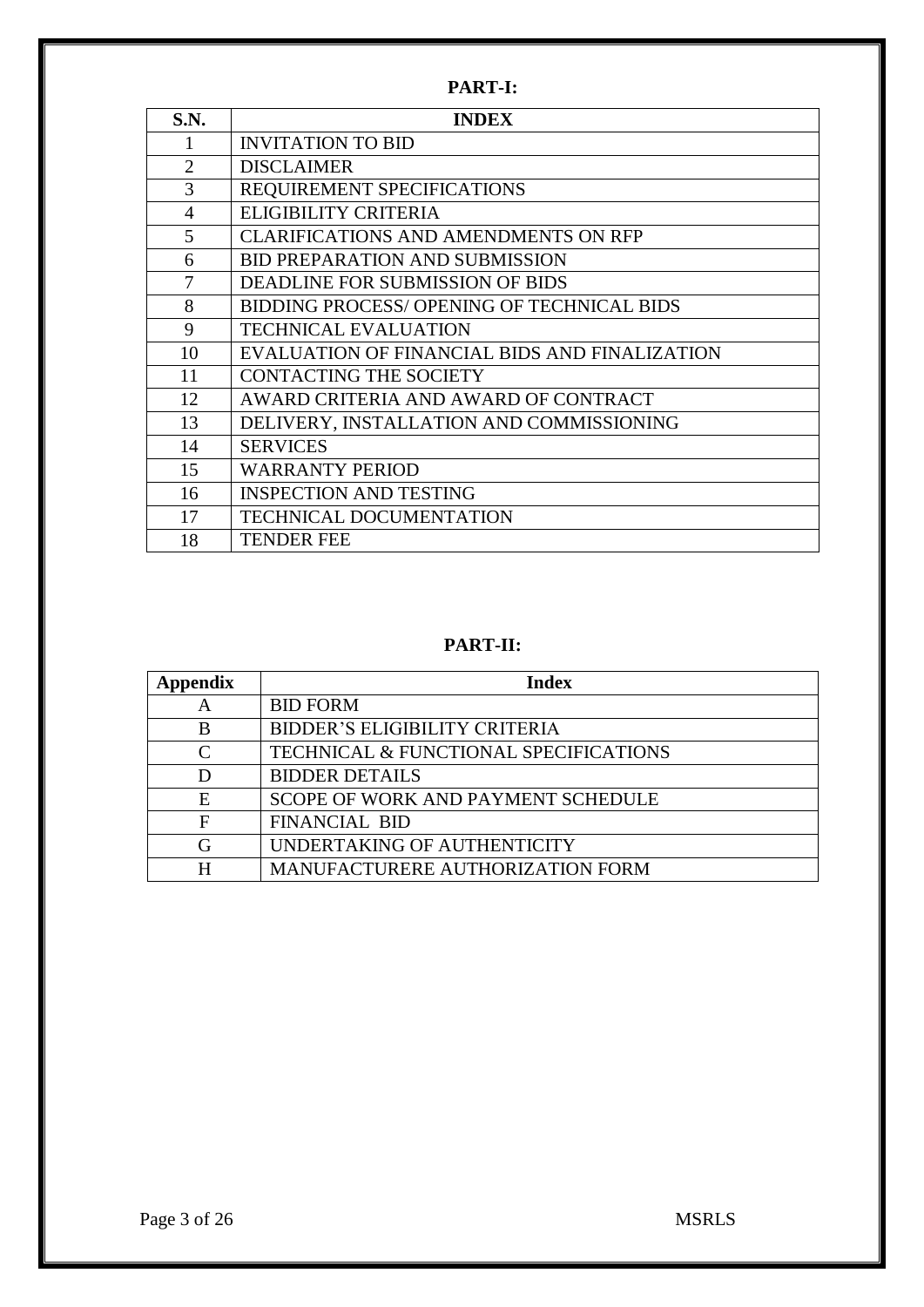**PART-I:**

| S.N. | INDEX |
|---|---|
| 1 | INVITATION TO BID |
| 2 | DISCLAIMER |
| 3 | REQUIREMENT SPECIFICATIONS |
| 4 | ELIGIBILITY CRITERIA |
| 5 | CLARIFICATIONS AND AMENDMENTS ON RFP |
| 6 | BID PREPARATION AND SUBMISSION |
| 7 | DEADLINE FOR SUBMISSION OF BIDS |
| 8 | BIDDING PROCESS/ OPENING OF TECHNICAL BIDS |
| 9 | TECHNICAL EVALUATION |
| 10 | EVALUATION OF FINANCIAL BIDS AND FINALIZATION |
| 11 | CONTACTING THE SOCIETY |
| 12 | AWARD CRITERIA AND AWARD OF CONTRACT |
| 13 | DELIVERY, INSTALLATION AND COMMISSIONING |
| 14 | SERVICES |
| 15 | WARRANTY PERIOD |
| 16 | INSPECTION AND TESTING |
| 17 | TECHNICAL DOCUMENTATION |
| 18 | TENDER FEE |

**PART-II:**

| Appendix | Index |
|---|---|
| A | BID FORM |
| B | BIDDER'S ELIGIBILITY CRITERIA |
| C | TECHNICAL & FUNCTIONAL SPECIFICATIONS |
| D | BIDDER DETAILS |
| E | SCOPE OF WORK AND PAYMENT SCHEDULE |
| F | FINANCIAL BID |
| G | UNDERTAKING OF AUTHENTICITY |
| H | MANUFACTURERE AUTHORIZATION FORM |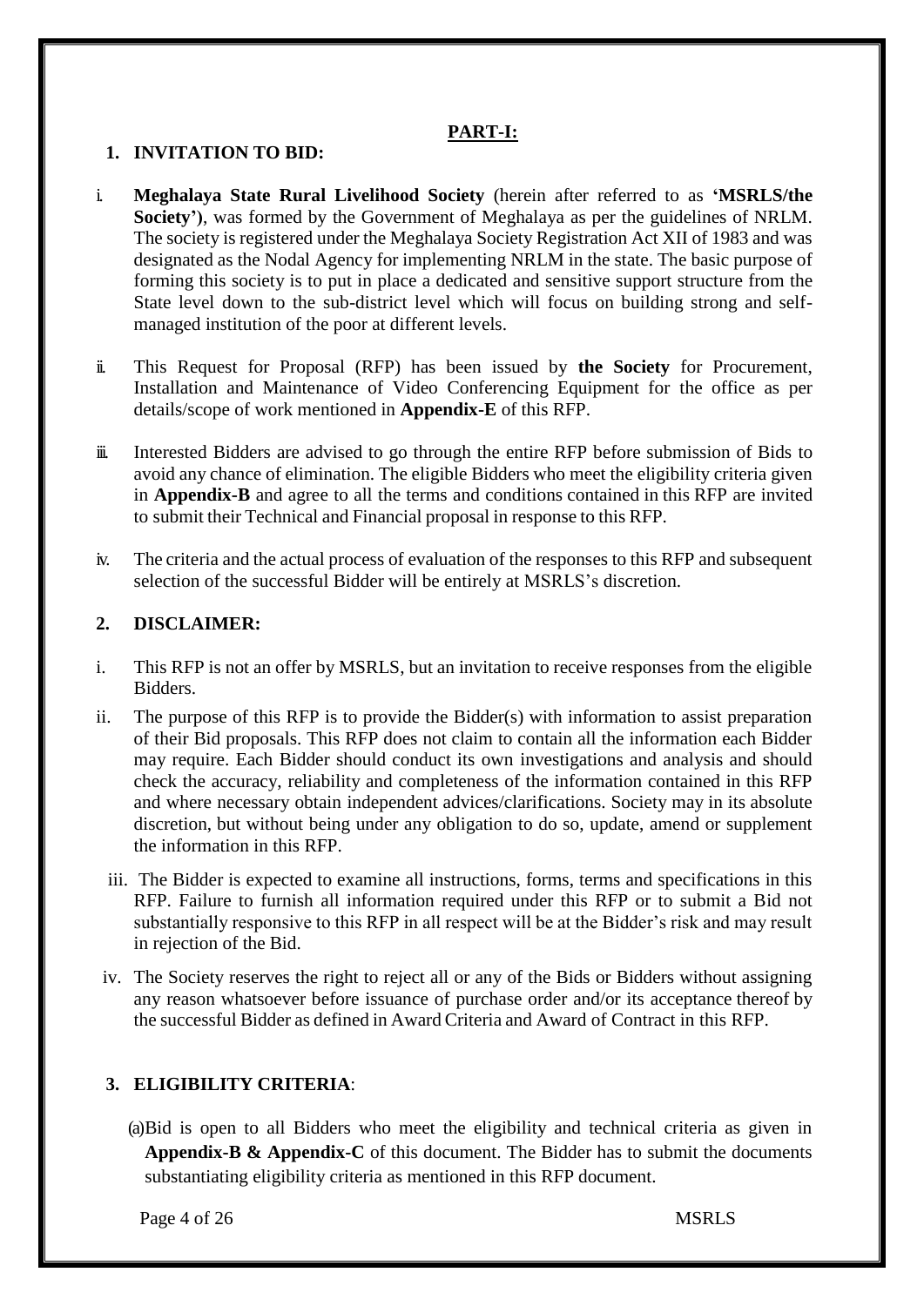## PART-I:

### 1. INVITATION TO BID:

i. **Meghalaya State Rural Livelihood Society** (herein after referred to as **'MSRLS/the Society')**, was formed by the Government of Meghalaya as per the guidelines of NRLM. The society is registered under the Meghalaya Society Registration Act XII of 1983 and was designated as the Nodal Agency for implementing NRLM in the state. The basic purpose of forming this society is to put in place a dedicated and sensitive support structure from the State level down to the sub-district level which will focus on building strong and self-managed institution of the poor at different levels.

ii. This Request for Proposal (RFP) has been issued by **the Society** for Procurement, Installation and Maintenance of Video Conferencing Equipment for the office as per details/scope of work mentioned in **Appendix-E** of this RFP.

iii. Interested Bidders are advised to go through the entire RFP before submission of Bids to avoid any chance of elimination. The eligible Bidders who meet the eligibility criteria given in **Appendix-B** and agree to all the terms and conditions contained in this RFP are invited to submit their Technical and Financial proposal in response to this RFP.

iv. The criteria and the actual process of evaluation of the responses to this RFP and subsequent selection of the successful Bidder will be entirely at MSRLS's discretion.

### 2. DISCLAIMER:

i. This RFP is not an offer by MSRLS, but an invitation to receive responses from the eligible Bidders.

ii. The purpose of this RFP is to provide the Bidder(s) with information to assist preparation of their Bid proposals. This RFP does not claim to contain all the information each Bidder may require. Each Bidder should conduct its own investigations and analysis and should check the accuracy, reliability and completeness of the information contained in this RFP and where necessary obtain independent advices/clarifications. Society may in its absolute discretion, but without being under any obligation to do so, update, amend or supplement the information in this RFP.

iii. The Bidder is expected to examine all instructions, forms, terms and specifications in this RFP. Failure to furnish all information required under this RFP or to submit a Bid not substantially responsive to this RFP in all respect will be at the Bidder's risk and may result in rejection of the Bid.

iv. The Society reserves the right to reject all or any of the Bids or Bidders without assigning any reason whatsoever before issuance of purchase order and/or its acceptance thereof by the successful Bidder as defined in Award Criteria and Award of Contract in this RFP.

### 3. ELIGIBILITY CRITERIA:

(a) Bid is open to all Bidders who meet the eligibility and technical criteria as given in **Appendix-B & Appendix-C** of this document. The Bidder has to submit the documents substantiating eligibility criteria as mentioned in this RFP document.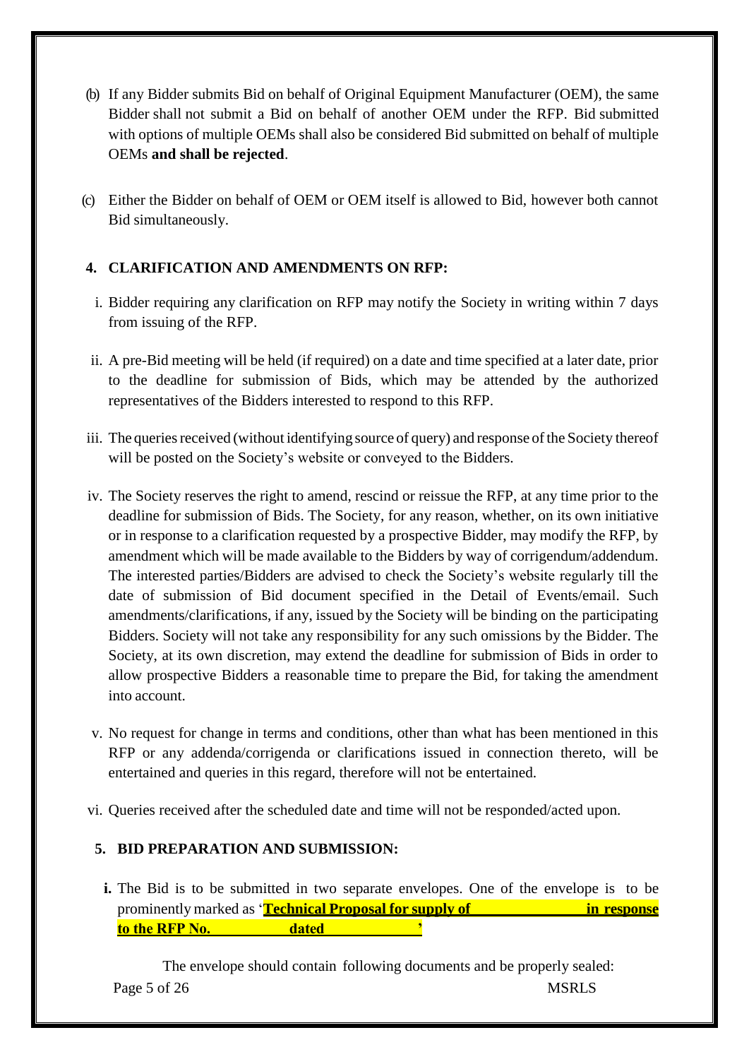(b) If any Bidder submits Bid on behalf of Original Equipment Manufacturer (OEM), the same Bidder shall not submit a Bid on behalf of another OEM under the RFP. Bid submitted with options of multiple OEMs shall also be considered Bid submitted on behalf of multiple OEMs **and shall be rejected**.

(c) Either the Bidder on behalf of OEM or OEM itself is allowed to Bid, however both cannot Bid simultaneously.

## 4. CLARIFICATION AND AMENDMENTS ON RFP:

i. Bidder requiring any clarification on RFP may notify the Society in writing within 7 days from issuing of the RFP.

ii. A pre-Bid meeting will be held (if required) on a date and time specified at a later date, prior to the deadline for submission of Bids, which may be attended by the authorized representatives of the Bidders interested to respond to this RFP.

iii. The queries received (without identifying source of query) and response of the Society thereof will be posted on the Society's website or conveyed to the Bidders.

iv. The Society reserves the right to amend, rescind or reissue the RFP, at any time prior to the deadline for submission of Bids. The Society, for any reason, whether, on its own initiative or in response to a clarification requested by a prospective Bidder, may modify the RFP, by amendment which will be made available to the Bidders by way of corrigendum/addendum. The interested parties/Bidders are advised to check the Society's website regularly till the date of submission of Bid document specified in the Detail of Events/email. Such amendments/clarifications, if any, issued by the Society will be binding on the participating Bidders. Society will not take any responsibility for any such omissions by the Bidder. The Society, at its own discretion, may extend the deadline for submission of Bids in order to allow prospective Bidders a reasonable time to prepare the Bid, for taking the amendment into account.

v. No request for change in terms and conditions, other than what has been mentioned in this RFP or any addenda/corrigenda or clarifications issued in connection thereto, will be entertained and queries in this regard, therefore will not be entertained.

vi. Queries received after the scheduled date and time will not be responded/acted upon.

## 5. BID PREPARATION AND SUBMISSION:

**i.** The Bid is to be submitted in two separate envelopes. One of the envelope is to be prominently marked as '**Technical Proposal for supply of \_\_\_\_\_\_\_\_\_\_\_\_\_\_\_ in response to the RFP No. \_\_\_\_\_\_\_\_\_\_ dated \_\_\_\_\_\_\_\_\_\_\_\_**'

The envelope should contain following documents and be properly sealed: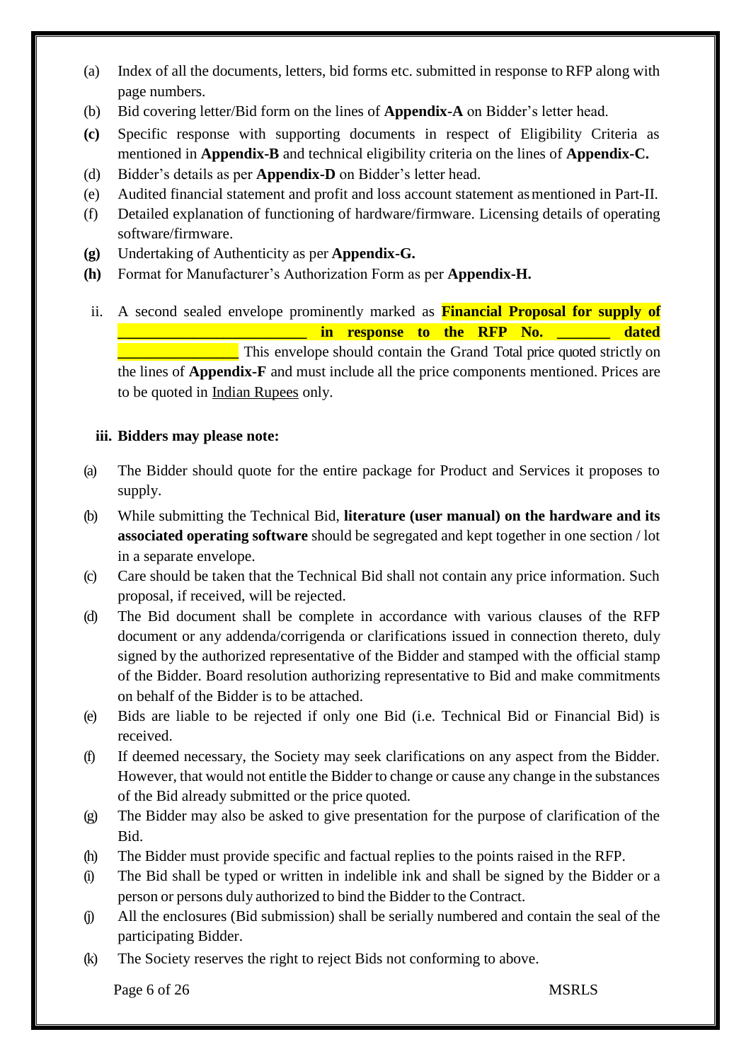(a) Index of all the documents, letters, bid forms etc. submitted in response to RFP along with page numbers.

(b) Bid covering letter/Bid form on the lines of **Appendix-A** on Bidder's letter head.

**(c)** Specific response with supporting documents in respect of Eligibility Criteria as mentioned in **Appendix-B** and technical eligibility criteria on the lines of **Appendix-C.**

(d) Bidder's details as per **Appendix-D** on Bidder's letter head.

(e) Audited financial statement and profit and loss account statement as mentioned in Part-II.

(f) Detailed explanation of functioning of hardware/firmware. Licensing details of operating software/firmware.

**(g)** Undertaking of Authenticity as per **Appendix-G.**

**(h)** Format for Manufacturer's Authorization Form as per **Appendix-H.**

ii. A second sealed envelope prominently marked as **Financial Proposal for supply of ________________________ in response to the RFP No. _______ dated _______________** This envelope should contain the Grand Total price quoted strictly on the lines of **Appendix-F** and must include all the price components mentioned. Prices are to be quoted in Indian Rupees only.

**iii. Bidders may please note:**

(a) The Bidder should quote for the entire package for Product and Services it proposes to supply.

(b) While submitting the Technical Bid, **literature (user manual) on the hardware and its associated operating software** should be segregated and kept together in one section / lot in a separate envelope.

(c) Care should be taken that the Technical Bid shall not contain any price information. Such proposal, if received, will be rejected.

(d) The Bid document shall be complete in accordance with various clauses of the RFP document or any addenda/corrigenda or clarifications issued in connection thereto, duly signed by the authorized representative of the Bidder and stamped with the official stamp of the Bidder. Board resolution authorizing representative to Bid and make commitments on behalf of the Bidder is to be attached.

(e) Bids are liable to be rejected if only one Bid (i.e. Technical Bid or Financial Bid) is received.

(f) If deemed necessary, the Society may seek clarifications on any aspect from the Bidder. However, that would not entitle the Bidder to change or cause any change in the substances of the Bid already submitted or the price quoted.

(g) The Bidder may also be asked to give presentation for the purpose of clarification of the Bid.

(h) The Bidder must provide specific and factual replies to the points raised in the RFP.

(i) The Bid shall be typed or written in indelible ink and shall be signed by the Bidder or a person or persons duly authorized to bind the Bidder to the Contract.

(j) All the enclosures (Bid submission) shall be serially numbered and contain the seal of the participating Bidder.

(k) The Society reserves the right to reject Bids not conforming to above.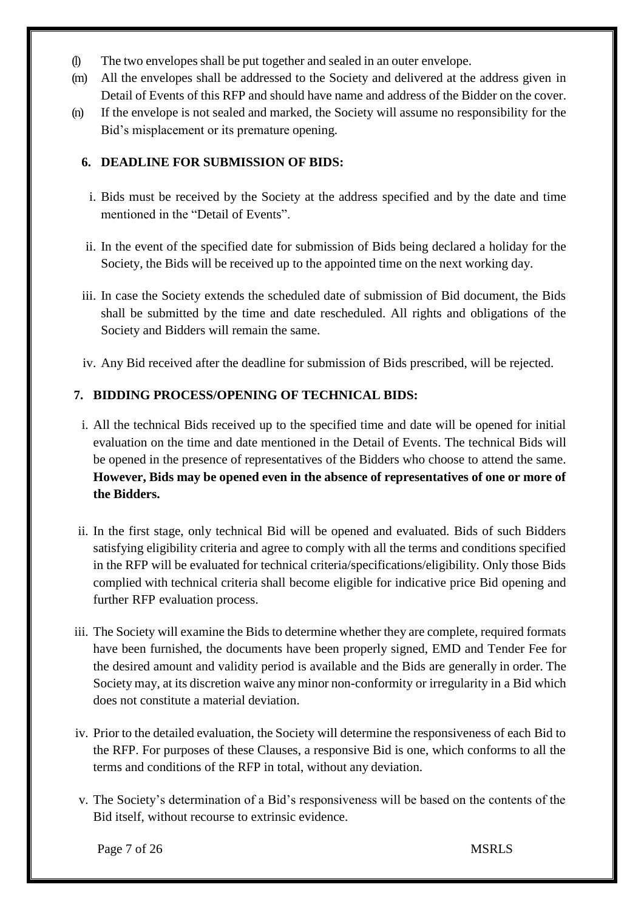(l) The two envelopes shall be put together and sealed in an outer envelope.

(m) All the envelopes shall be addressed to the Society and delivered at the address given in Detail of Events of this RFP and should have name and address of the Bidder on the cover.

(n) If the envelope is not sealed and marked, the Society will assume no responsibility for the Bid's misplacement or its premature opening.

## 6. DEADLINE FOR SUBMISSION OF BIDS:

i. Bids must be received by the Society at the address specified and by the date and time mentioned in the "Detail of Events".

ii. In the event of the specified date for submission of Bids being declared a holiday for the Society, the Bids will be received up to the appointed time on the next working day.

iii. In case the Society extends the scheduled date of submission of Bid document, the Bids shall be submitted by the time and date rescheduled. All rights and obligations of the Society and Bidders will remain the same.

iv. Any Bid received after the deadline for submission of Bids prescribed, will be rejected.

## 7. BIDDING PROCESS/OPENING OF TECHNICAL BIDS:

i. All the technical Bids received up to the specified time and date will be opened for initial evaluation on the time and date mentioned in the Detail of Events. The technical Bids will be opened in the presence of representatives of the Bidders who choose to attend the same. **However, Bids may be opened even in the absence of representatives of one or more of the Bidders.**

ii. In the first stage, only technical Bid will be opened and evaluated. Bids of such Bidders satisfying eligibility criteria and agree to comply with all the terms and conditions specified in the RFP will be evaluated for technical criteria/specifications/eligibility. Only those Bids complied with technical criteria shall become eligible for indicative price Bid opening and further RFP evaluation process.

iii. The Society will examine the Bids to determine whether they are complete, required formats have been furnished, the documents have been properly signed, EMD and Tender Fee for the desired amount and validity period is available and the Bids are generally in order. The Society may, at its discretion waive any minor non-conformity or irregularity in a Bid which does not constitute a material deviation.

iv. Prior to the detailed evaluation, the Society will determine the responsiveness of each Bid to the RFP. For purposes of these Clauses, a responsive Bid is one, which conforms to all the terms and conditions of the RFP in total, without any deviation.

v. The Society's determination of a Bid's responsiveness will be based on the contents of the Bid itself, without recourse to extrinsic evidence.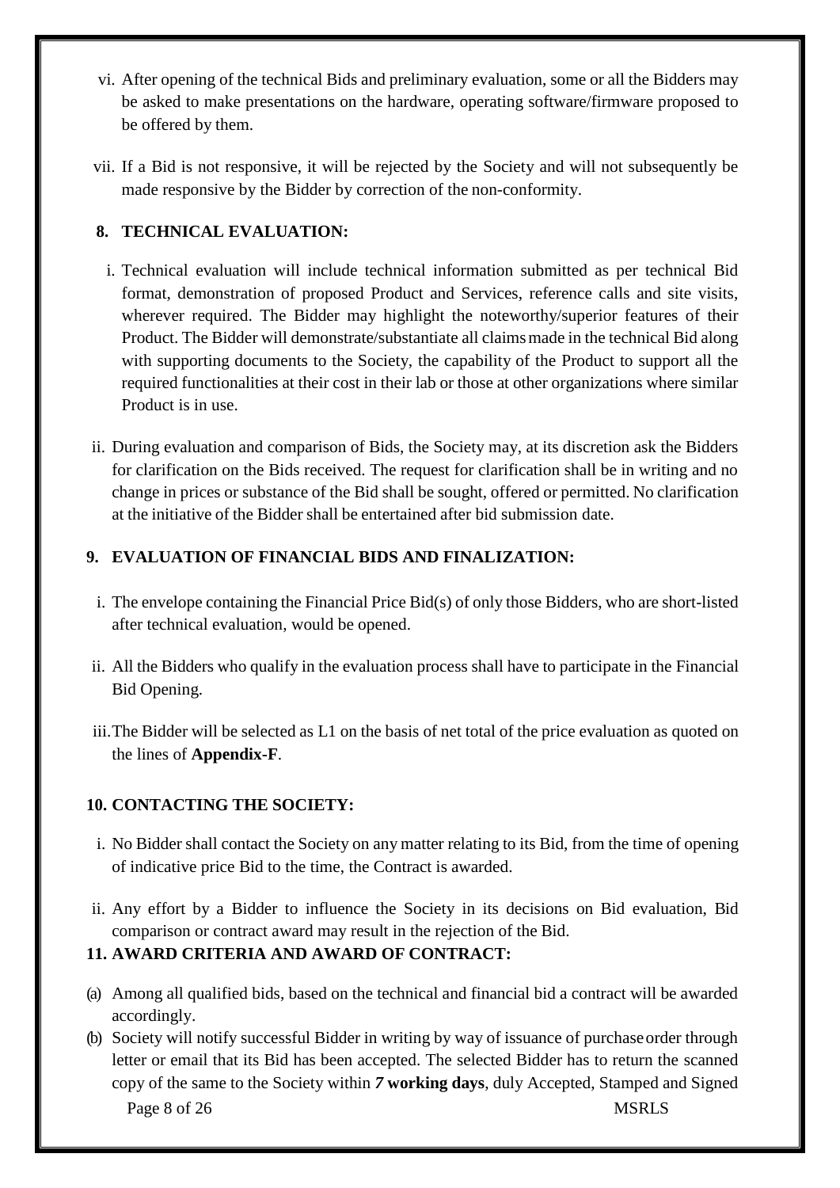vi. After opening of the technical Bids and preliminary evaluation, some or all the Bidders may be asked to make presentations on the hardware, operating software/firmware proposed to be offered by them.

vii. If a Bid is not responsive, it will be rejected by the Society and will not subsequently be made responsive by the Bidder by correction of the non-conformity.

## 8. TECHNICAL EVALUATION:

i. Technical evaluation will include technical information submitted as per technical Bid format, demonstration of proposed Product and Services, reference calls and site visits, wherever required. The Bidder may highlight the noteworthy/superior features of their Product. The Bidder will demonstrate/substantiate all claims made in the technical Bid along with supporting documents to the Society, the capability of the Product to support all the required functionalities at their cost in their lab or those at other organizations where similar Product is in use.

ii. During evaluation and comparison of Bids, the Society may, at its discretion ask the Bidders for clarification on the Bids received. The request for clarification shall be in writing and no change in prices or substance of the Bid shall be sought, offered or permitted. No clarification at the initiative of the Bidder shall be entertained after bid submission date.

## 9. EVALUATION OF FINANCIAL BIDS AND FINALIZATION:

i. The envelope containing the Financial Price Bid(s) of only those Bidders, who are short-listed after technical evaluation, would be opened.

ii. All the Bidders who qualify in the evaluation process shall have to participate in the Financial Bid Opening.

iii. The Bidder will be selected as L1 on the basis of net total of the price evaluation as quoted on the lines of **Appendix-F**.

## 10. CONTACTING THE SOCIETY:

i. No Bidder shall contact the Society on any matter relating to its Bid, from the time of opening of indicative price Bid to the time, the Contract is awarded.

ii. Any effort by a Bidder to influence the Society in its decisions on Bid evaluation, Bid comparison or contract award may result in the rejection of the Bid.

## 11. AWARD CRITERIA AND AWARD OF CONTRACT:

(a) Among all qualified bids, based on the technical and financial bid a contract will be awarded accordingly.

(b) Society will notify successful Bidder in writing by way of issuance of purchase order through letter or email that its Bid has been accepted. The selected Bidder has to return the scanned copy of the same to the Society within ***7* working days**, duly Accepted, Stamped and Signed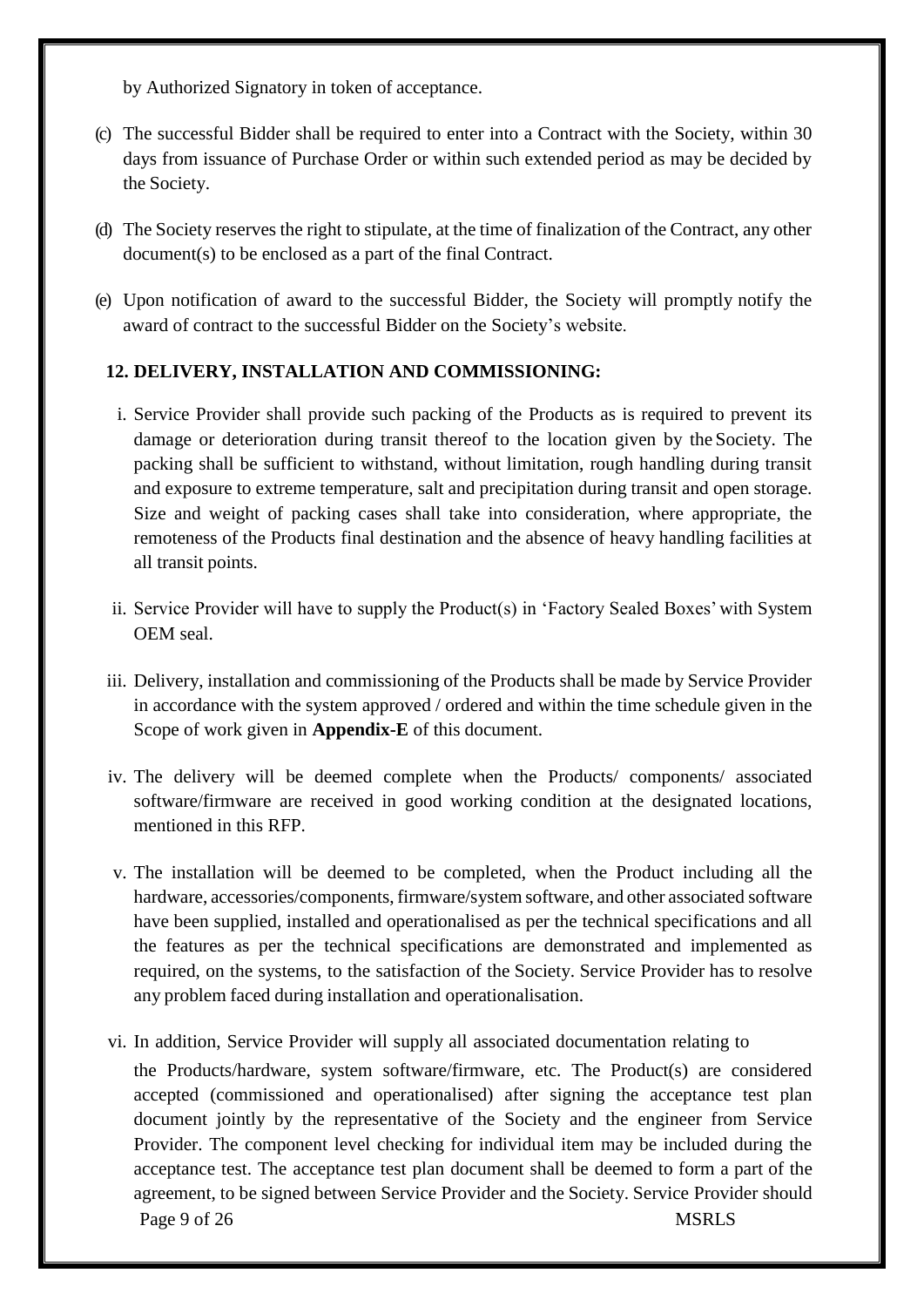by Authorized Signatory in token of acceptance.

(c) The successful Bidder shall be required to enter into a Contract with the Society, within 30 days from issuance of Purchase Order or within such extended period as may be decided by the Society.

(d) The Society reserves the right to stipulate, at the time of finalization of the Contract, any other document(s) to be enclosed as a part of the final Contract.

(e) Upon notification of award to the successful Bidder, the Society will promptly notify the award of contract to the successful Bidder on the Society's website.

## 12. DELIVERY, INSTALLATION AND COMMISSIONING:

i. Service Provider shall provide such packing of the Products as is required to prevent its damage or deterioration during transit thereof to the location given by the Society. The packing shall be sufficient to withstand, without limitation, rough handling during transit and exposure to extreme temperature, salt and precipitation during transit and open storage. Size and weight of packing cases shall take into consideration, where appropriate, the remoteness of the Products final destination and the absence of heavy handling facilities at all transit points.

ii. Service Provider will have to supply the Product(s) in 'Factory Sealed Boxes' with System OEM seal.

iii. Delivery, installation and commissioning of the Products shall be made by Service Provider in accordance with the system approved / ordered and within the time schedule given in the Scope of work given in **Appendix-E** of this document.

iv. The delivery will be deemed complete when the Products/ components/ associated software/firmware are received in good working condition at the designated locations, mentioned in this RFP.

v. The installation will be deemed to be completed, when the Product including all the hardware, accessories/components, firmware/system software, and other associated software have been supplied, installed and operationalised as per the technical specifications and all the features as per the technical specifications are demonstrated and implemented as required, on the systems, to the satisfaction of the Society. Service Provider has to resolve any problem faced during installation and operationalisation.

vi. In addition, Service Provider will supply all associated documentation relating to the Products/hardware, system software/firmware, etc. The Product(s) are considered accepted (commissioned and operationalised) after signing the acceptance test plan document jointly by the representative of the Society and the engineer from Service Provider. The component level checking for individual item may be included during the acceptance test. The acceptance test plan document shall be deemed to form a part of the agreement, to be signed between Service Provider and the Society. Service Provider should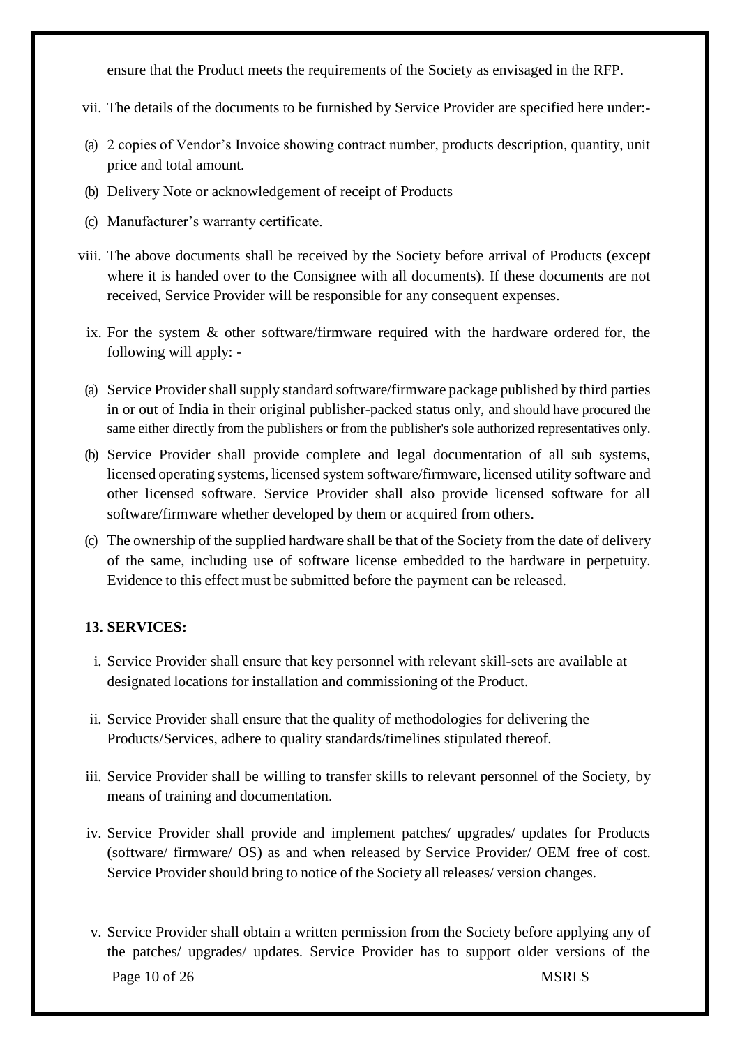ensure that the Product meets the requirements of the Society as envisaged in the RFP.

vii. The details of the documents to be furnished by Service Provider are specified here under:-

(a) 2 copies of Vendor's Invoice showing contract number, products description, quantity, unit price and total amount.

(b) Delivery Note or acknowledgement of receipt of Products

(c) Manufacturer's warranty certificate.

viii. The above documents shall be received by the Society before arrival of Products (except where it is handed over to the Consignee with all documents). If these documents are not received, Service Provider will be responsible for any consequent expenses.

ix. For the system & other software/firmware required with the hardware ordered for, the following will apply: -

(a) Service Provider shall supply standard software/firmware package published by third parties in or out of India in their original publisher-packed status only, and should have procured the same either directly from the publishers or from the publisher's sole authorized representatives only.

(b) Service Provider shall provide complete and legal documentation of all sub systems, licensed operating systems, licensed system software/firmware, licensed utility software and other licensed software. Service Provider shall also provide licensed software for all software/firmware whether developed by them or acquired from others.

(c) The ownership of the supplied hardware shall be that of the Society from the date of delivery of the same, including use of software license embedded to the hardware in perpetuity. Evidence to this effect must be submitted before the payment can be released.

**13. SERVICES:**

i. Service Provider shall ensure that key personnel with relevant skill-sets are available at designated locations for installation and commissioning of the Product.

ii. Service Provider shall ensure that the quality of methodologies for delivering the Products/Services, adhere to quality standards/timelines stipulated thereof.

iii. Service Provider shall be willing to transfer skills to relevant personnel of the Society, by means of training and documentation.

iv. Service Provider shall provide and implement patches/ upgrades/ updates for Products (software/ firmware/ OS) as and when released by Service Provider/ OEM free of cost. Service Provider should bring to notice of the Society all releases/ version changes.

v. Service Provider shall obtain a written permission from the Society before applying any of the patches/ upgrades/ updates. Service Provider has to support older versions of the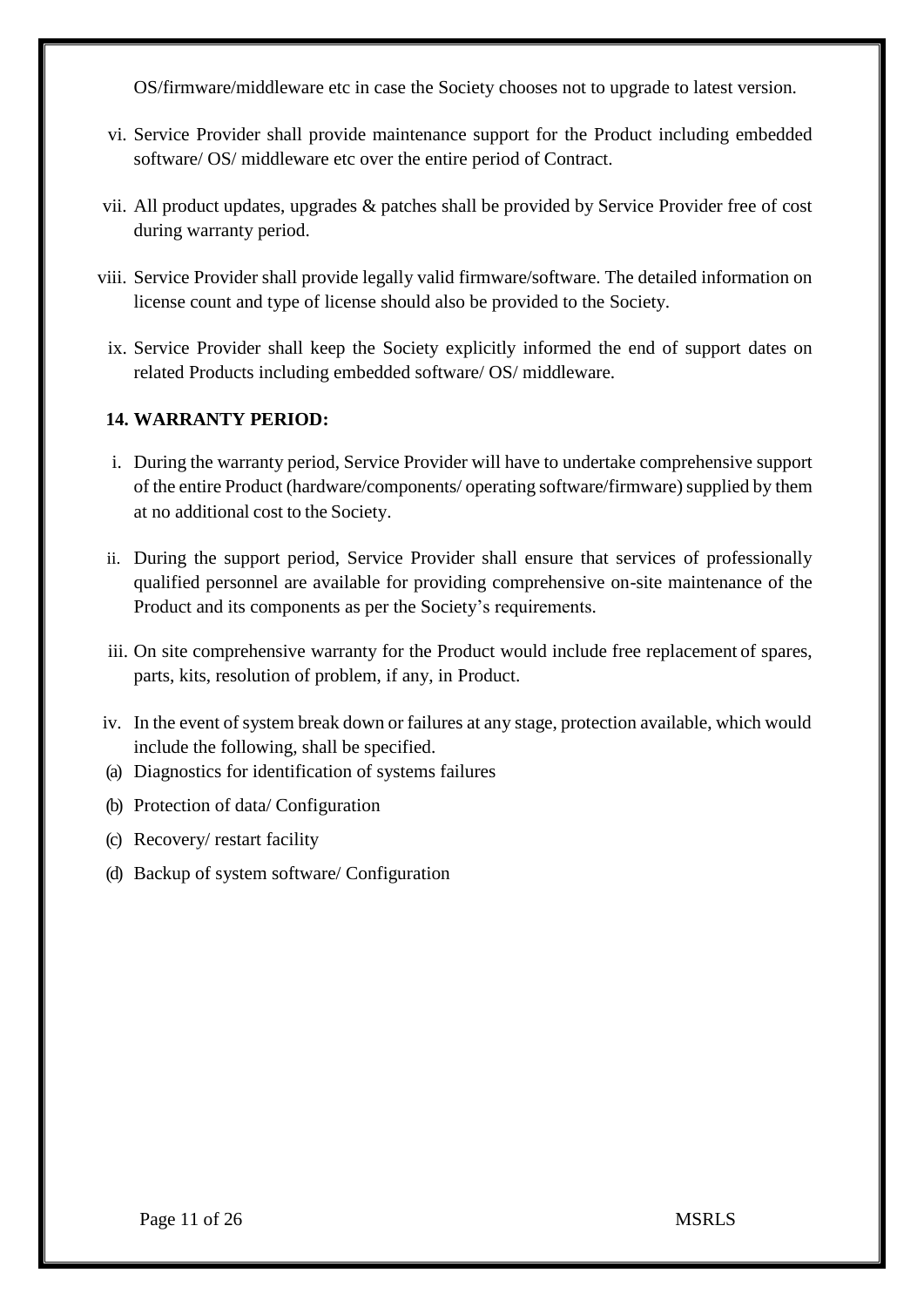OS/firmware/middleware etc in case the Society chooses not to upgrade to latest version.

vi. Service Provider shall provide maintenance support for the Product including embedded software/ OS/ middleware etc over the entire period of Contract.

vii. All product updates, upgrades & patches shall be provided by Service Provider free of cost during warranty period.

viii. Service Provider shall provide legally valid firmware/software. The detailed information on license count and type of license should also be provided to the Society.

ix. Service Provider shall keep the Society explicitly informed the end of support dates on related Products including embedded software/ OS/ middleware.

**14. WARRANTY PERIOD:**

i. During the warranty period, Service Provider will have to undertake comprehensive support of the entire Product (hardware/components/ operating software/firmware) supplied by them at no additional cost to the Society.

ii. During the support period, Service Provider shall ensure that services of professionally qualified personnel are available for providing comprehensive on-site maintenance of the Product and its components as per the Society's requirements.

iii. On site comprehensive warranty for the Product would include free replacement of spares, parts, kits, resolution of problem, if any, in Product.

iv. In the event of system break down or failures at any stage, protection available, which would include the following, shall be specified.

(a) Diagnostics for identification of systems failures

(b) Protection of data/ Configuration

(c) Recovery/ restart facility

(d) Backup of system software/ Configuration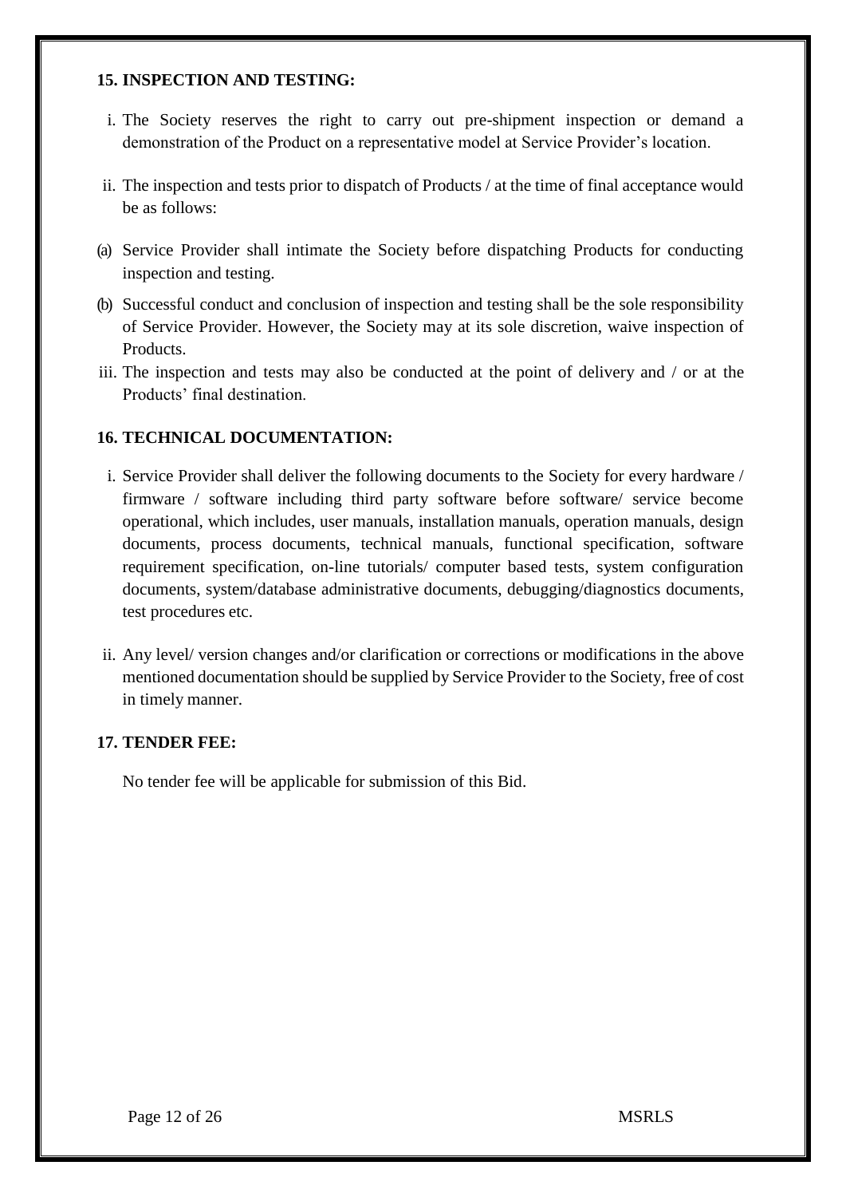**15. INSPECTION AND TESTING:**

i. The Society reserves the right to carry out pre-shipment inspection or demand a demonstration of the Product on a representative model at Service Provider's location.

ii. The inspection and tests prior to dispatch of Products / at the time of final acceptance would be as follows:

(a) Service Provider shall intimate the Society before dispatching Products for conducting inspection and testing.

(b) Successful conduct and conclusion of inspection and testing shall be the sole responsibility of Service Provider. However, the Society may at its sole discretion, waive inspection of Products.

iii. The inspection and tests may also be conducted at the point of delivery and / or at the Products' final destination.

**16. TECHNICAL DOCUMENTATION:**

i. Service Provider shall deliver the following documents to the Society for every hardware / firmware / software including third party software before software/ service become operational, which includes, user manuals, installation manuals, operation manuals, design documents, process documents, technical manuals, functional specification, software requirement specification, on-line tutorials/ computer based tests, system configuration documents, system/database administrative documents, debugging/diagnostics documents, test procedures etc.

ii. Any level/ version changes and/or clarification or corrections or modifications in the above mentioned documentation should be supplied by Service Provider to the Society, free of cost in timely manner.

**17. TENDER FEE:**

No tender fee will be applicable for submission of this Bid.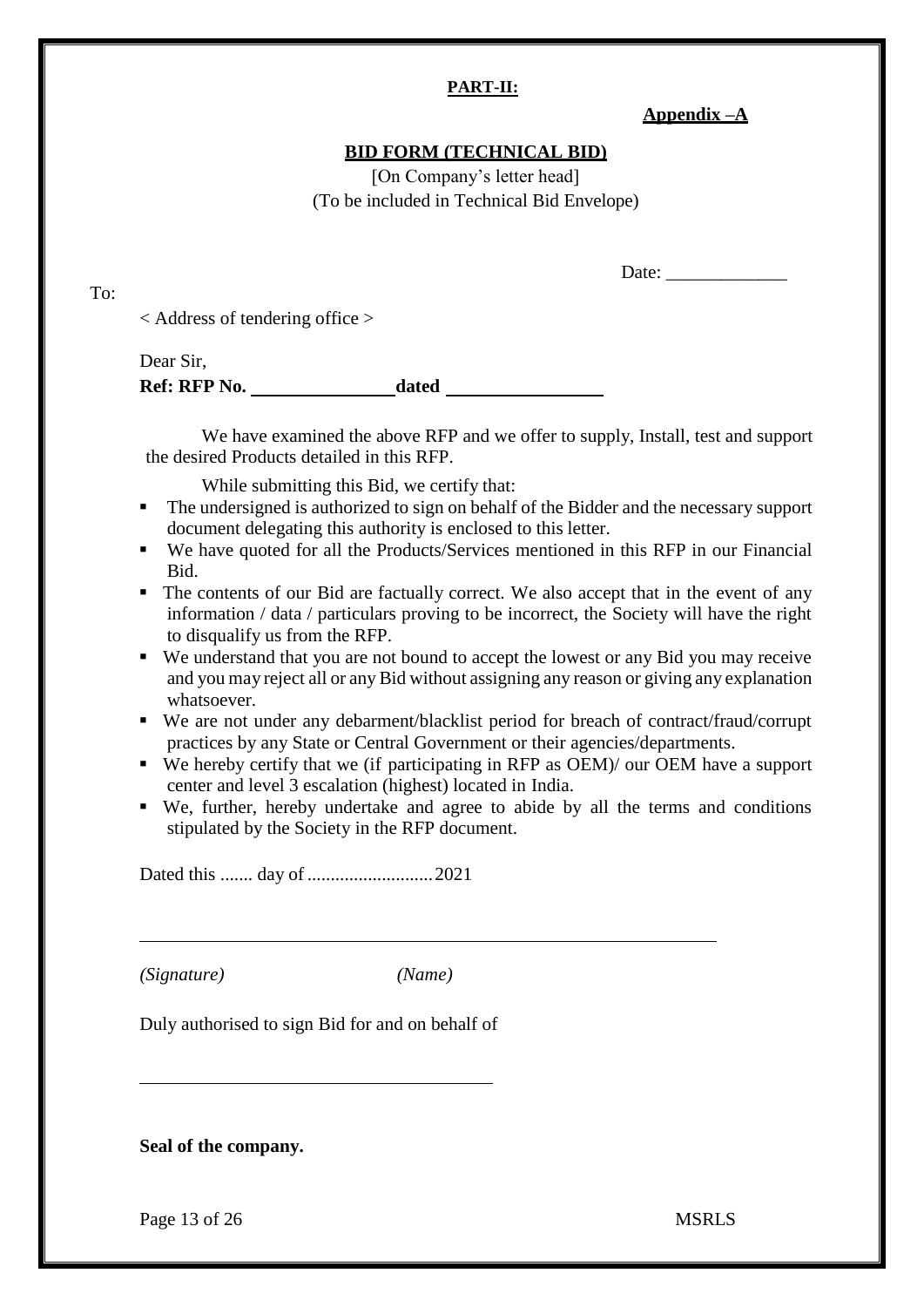**PART-II:**

**Appendix –A**

**BID FORM (TECHNICAL BID)**

[On Company's letter head]
(To be included in Technical Bid Envelope)

Date: _____________

To:

< Address of tendering office >

Dear Sir,

**Ref: RFP No. _______________ dated ________________**

We have examined the above RFP and we offer to supply, Install, test and support the desired Products detailed in this RFP.

While submitting this Bid, we certify that:

- The undersigned is authorized to sign on behalf of the Bidder and the necessary support document delegating this authority is enclosed to this letter.
- We have quoted for all the Products/Services mentioned in this RFP in our Financial Bid.
- The contents of our Bid are factually correct. We also accept that in the event of any information / data / particulars proving to be incorrect, the Society will have the right to disqualify us from the RFP.
- We understand that you are not bound to accept the lowest or any Bid you may receive and you may reject all or any Bid without assigning any reason or giving any explanation whatsoever.
- We are not under any debarment/blacklist period for breach of contract/fraud/corrupt practices by any State or Central Government or their agencies/departments.
- We hereby certify that we (if participating in RFP as OEM)/ our OEM have a support center and level 3 escalation (highest) located in India.
- We, further, hereby undertake and agree to abide by all the terms and conditions stipulated by the Society in the RFP document.

Dated this ....... day of ........................... 2021

_______________________________________________________________

*(Signature)* *(Name)*

Duly authorised to sign Bid for and on behalf of

_____________________________________

**Seal of the company.**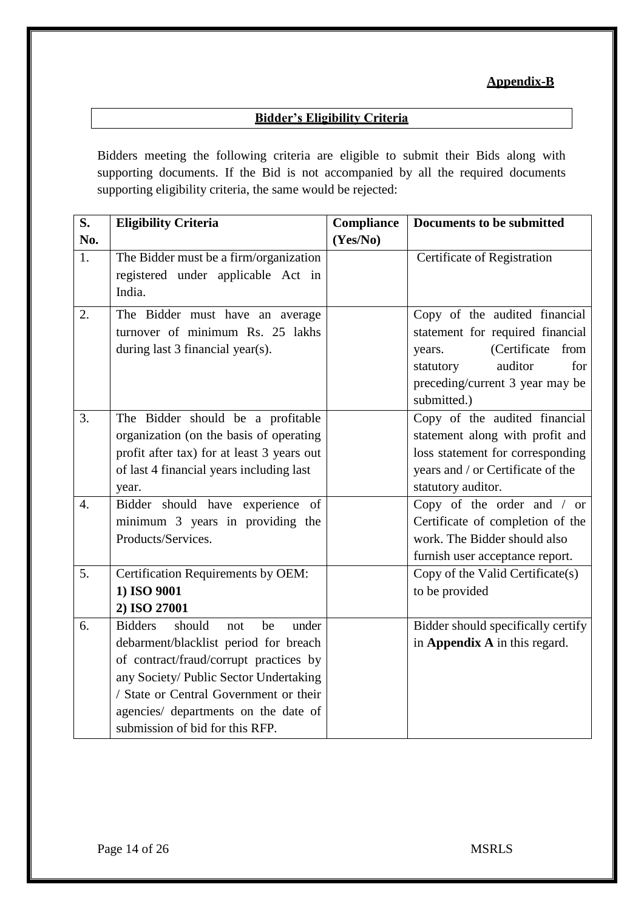**Appendix-B**

## Bidder's Eligibility Criteria

Bidders meeting the following criteria are eligible to submit their Bids along with supporting documents. If the Bid is not accompanied by all the required documents supporting eligibility criteria, the same would be rejected:

| S. No. | Eligibility Criteria | Compliance (Yes/No) | Documents to be submitted |
|---|---|---|---|
| 1. | The Bidder must be a firm/organization registered under applicable Act in India. | | Certificate of Registration |
| 2. | The Bidder must have an average turnover of minimum Rs. 25 lakhs during last 3 financial year(s). | | Copy of the audited financial statement for required financial years. (Certificate from statutory auditor for preceding/current 3 year may be submitted.) |
| 3. | The Bidder should be a profitable organization (on the basis of operating profit after tax) for at least 3 years out of last 4 financial years including last year. | | Copy of the audited financial statement along with profit and loss statement for corresponding years and / or Certificate of the statutory auditor. |
| 4. | Bidder should have experience of minimum 3 years in providing the Products/Services. | | Copy of the order and / or Certificate of completion of the work. The Bidder should also furnish user acceptance report. |
| 5. | Certification Requirements by OEM:<br>**1) ISO 9001**<br>**2) ISO 27001** | | Copy of the Valid Certificate(s) to be provided |
| 6. | Bidders should not be under debarment/blacklist period for breach of contract/fraud/corrupt practices by any Society/ Public Sector Undertaking / State or Central Government or their agencies/ departments on the date of submission of bid for this RFP. | | Bidder should specifically certify in **Appendix A** in this regard. |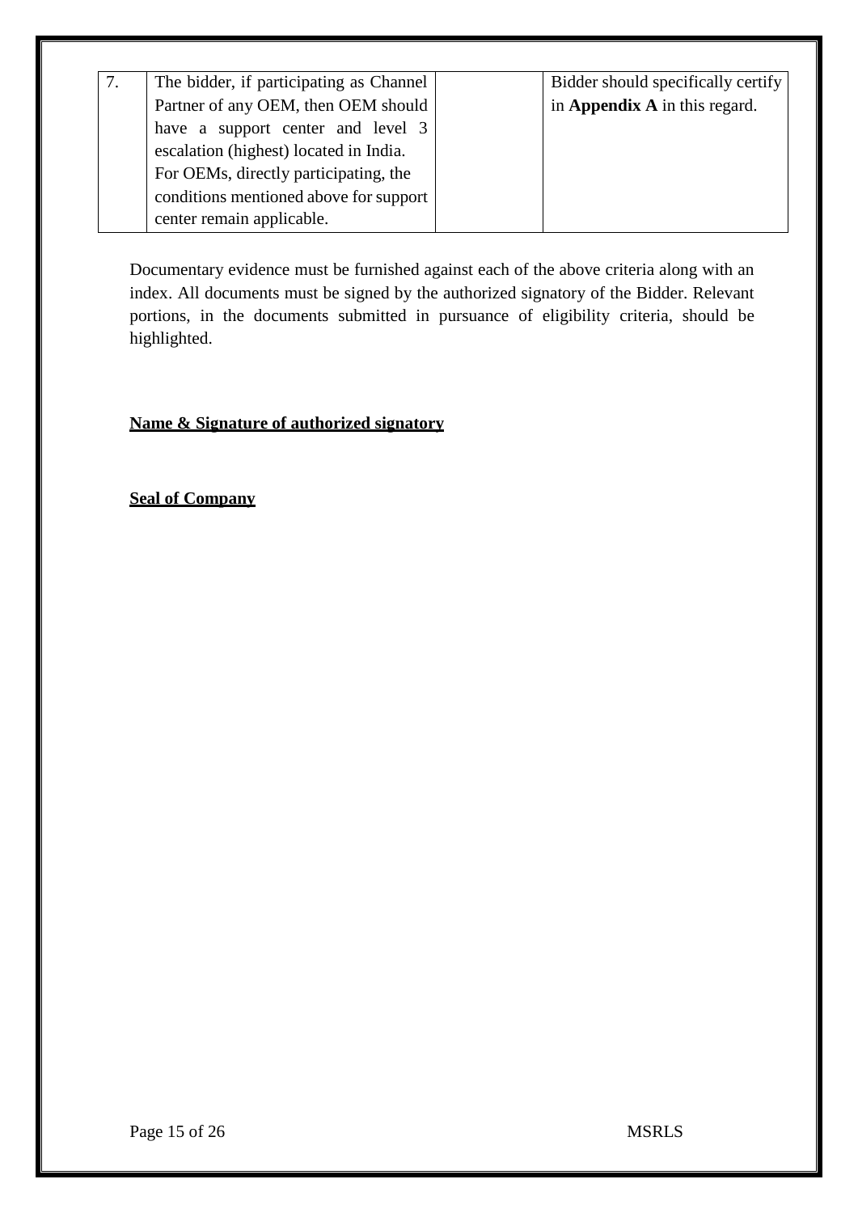| | | | |
|---|---|---|---|
| 7. | The bidder, if participating as Channel Partner of any OEM, then OEM should have a support center and level 3 escalation (highest) located in India. For OEMs, directly participating, the conditions mentioned above for support center remain applicable. | | Bidder should specifically certify in **Appendix A** in this regard. |

Documentary evidence must be furnished against each of the above criteria along with an index. All documents must be signed by the authorized signatory of the Bidder. Relevant portions, in the documents submitted in pursuance of eligibility criteria, should be highlighted.

**Name & Signature of authorized signatory**

**Seal of Company**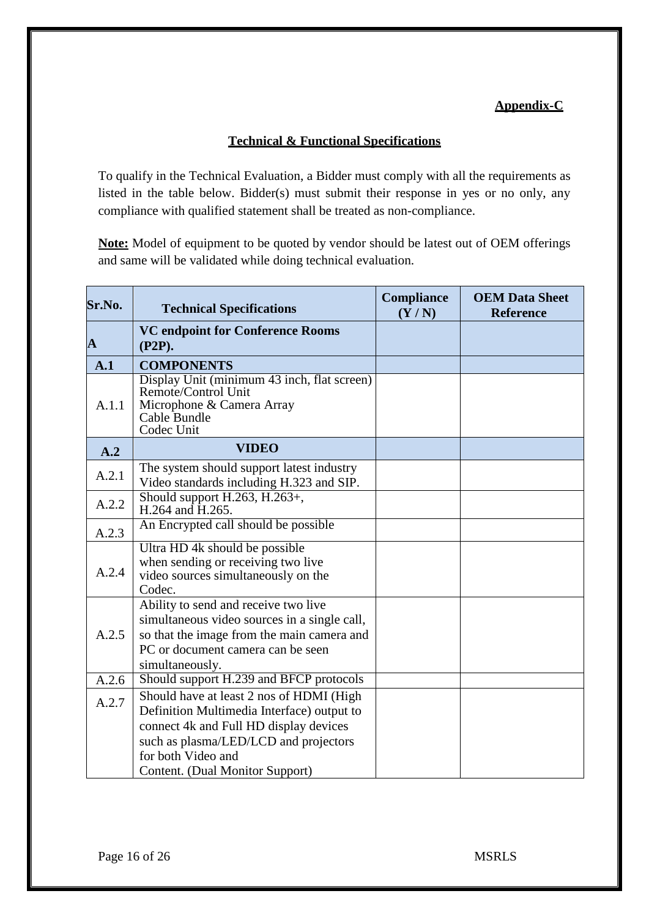**Appendix-C**

## Technical & Functional Specifications

To qualify in the Technical Evaluation, a Bidder must comply with all the requirements as listed in the table below. Bidder(s) must submit their response in yes or no only, any compliance with qualified statement shall be treated as non-compliance.

**Note:** Model of equipment to be quoted by vendor should be latest out of OEM offerings and same will be validated while doing technical evaluation.

| Sr.No. | Technical Specifications | Compliance (Y / N) | OEM Data Sheet Reference |
|---|---|---|---|
| **A** | **VC endpoint for Conference Rooms (P2P).** | | |
| **A.1** | **COMPONENTS** | | |
| A.1.1 | Display Unit (minimum 43 inch, flat screen)<br>Remote/Control Unit<br>Microphone & Camera Array<br>Cable Bundle<br>Codec Unit | | |
| **A.2** | **VIDEO** | | |
| A.2.1 | The system should support latest industry Video standards including H.323 and SIP. | | |
| A.2.2 | Should support H.263, H.263+, H.264 and H.265. | | |
| A.2.3 | An Encrypted call should be possible | | |
| A.2.4 | Ultra HD 4k should be possible when sending or receiving two live video sources simultaneously on the Codec. | | |
| A.2.5 | Ability to send and receive two live simultaneous video sources in a single call, so that the image from the main camera and PC or document camera can be seen simultaneously. | | |
| A.2.6 | Should support H.239 and BFCP protocols | | |
| A.2.7 | Should have at least 2 nos of HDMI (High Definition Multimedia Interface) output to connect 4k and Full HD display devices such as plasma/LED/LCD and projectors for both Video and Content. (Dual Monitor Support) | | |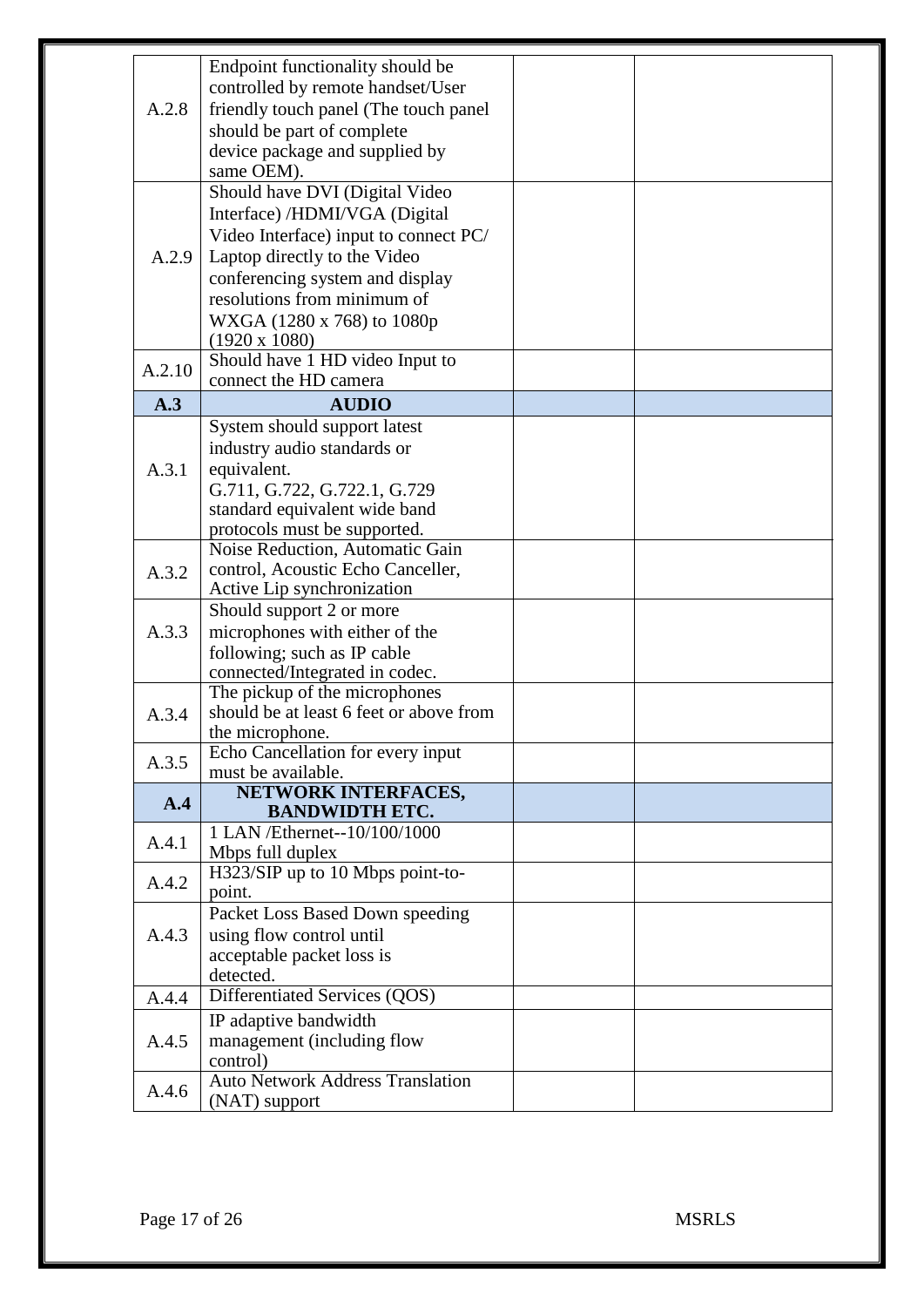| | | | |
|---|---|---|---|
| A.2.8 | Endpoint functionality should be controlled by remote handset/User friendly touch panel (The touch panel should be part of complete device package and supplied by same OEM). | | |
| A.2.9 | Should have DVI (Digital Video Interface) /HDMI/VGA (Digital Video Interface) input to connect PC/ Laptop directly to the Video conferencing system and display resolutions from minimum of WXGA (1280 x 768) to 1080p (1920 x 1080) | | |
| A.2.10 | Should have 1 HD video Input to connect the HD camera | | |
| **A.3** | **AUDIO** | | |
| A.3.1 | System should support latest industry audio standards or equivalent. G.711, G.722, G.722.1, G.729 standard equivalent wide band protocols must be supported. | | |
| A.3.2 | Noise Reduction, Automatic Gain control, Acoustic Echo Canceller, Active Lip synchronization | | |
| A.3.3 | Should support 2 or more microphones with either of the following; such as IP cable connected/Integrated in codec. | | |
| A.3.4 | The pickup of the microphones should be at least 6 feet or above from the microphone. | | |
| A.3.5 | Echo Cancellation for every input must be available. | | |
| **A.4** | **NETWORK INTERFACES, BANDWIDTH ETC.** | | |
| A.4.1 | 1 LAN /Ethernet--10/100/1000 Mbps full duplex | | |
| A.4.2 | H323/SIP up to 10 Mbps point-to-point. | | |
| A.4.3 | Packet Loss Based Down speeding using flow control until acceptable packet loss is detected. | | |
| A.4.4 | Differentiated Services (QOS) | | |
| A.4.5 | IP adaptive bandwidth management (including flow control) | | |
| A.4.6 | Auto Network Address Translation (NAT) support | | |

MSRLS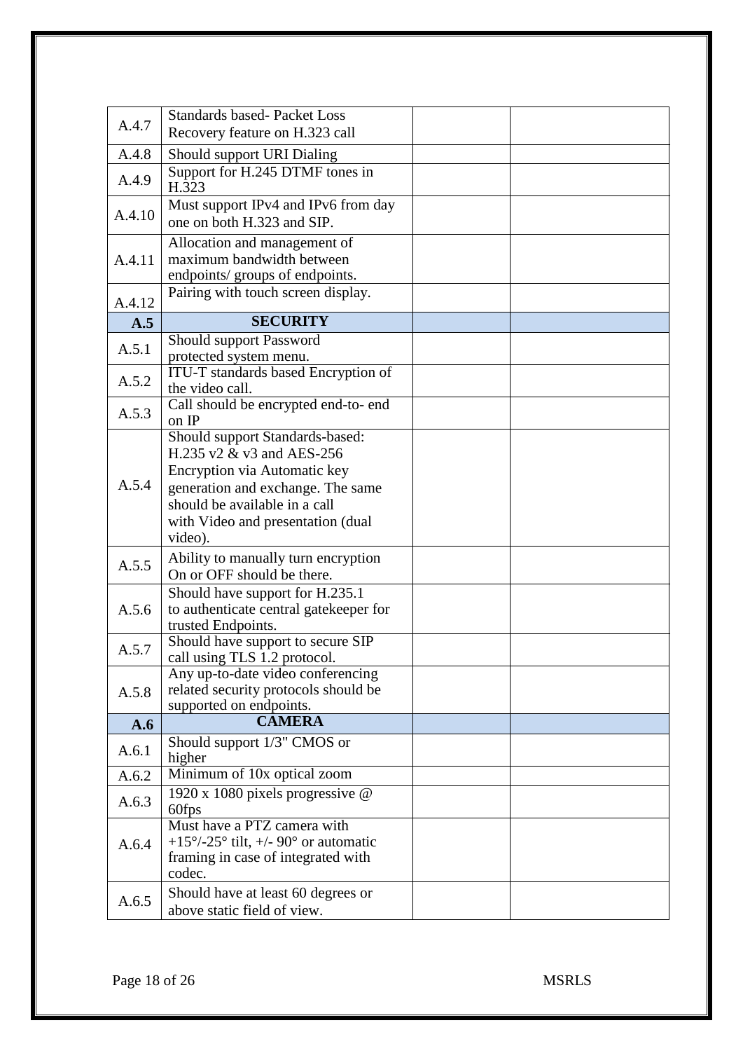| | | | |
|---|---|---|---|
| A.4.7 | Standards based- Packet Loss Recovery feature on H.323 call | | |
| A.4.8 | Should support URI Dialing | | |
| A.4.9 | Support for H.245 DTMF tones in H.323 | | |
| A.4.10 | Must support IPv4 and IPv6 from day one on both H.323 and SIP. | | |
| A.4.11 | Allocation and management of maximum bandwidth between endpoints/ groups of endpoints. | | |
| A.4.12 | Pairing with touch screen display. | | |
| **A.5** | **SECURITY** | | |
| A.5.1 | Should support Password protected system menu. | | |
| A.5.2 | ITU-T standards based Encryption of the video call. | | |
| A.5.3 | Call should be encrypted end-to- end on IP | | |
| A.5.4 | Should support Standards-based: H.235 v2 & v3 and AES-256 Encryption via Automatic key generation and exchange. The same should be available in a call with Video and presentation (dual video). | | |
| A.5.5 | Ability to manually turn encryption On or OFF should be there. | | |
| A.5.6 | Should have support for H.235.1 to authenticate central gatekeeper for trusted Endpoints. | | |
| A.5.7 | Should have support to secure SIP call using TLS 1.2 protocol. | | |
| A.5.8 | Any up-to-date video conferencing related security protocols should be supported on endpoints. | | |
| **A.6** | **CAMERA** | | |
| A.6.1 | Should support 1/3" CMOS or higher | | |
| A.6.2 | Minimum of 10x optical zoom | | |
| A.6.3 | 1920 x 1080 pixels progressive @ 60fps | | |
| A.6.4 | Must have a PTZ camera with +15°/-25° tilt, +/- 90° or automatic framing in case of integrated with codec. | | |
| A.6.5 | Should have at least 60 degrees or above static field of view. | | |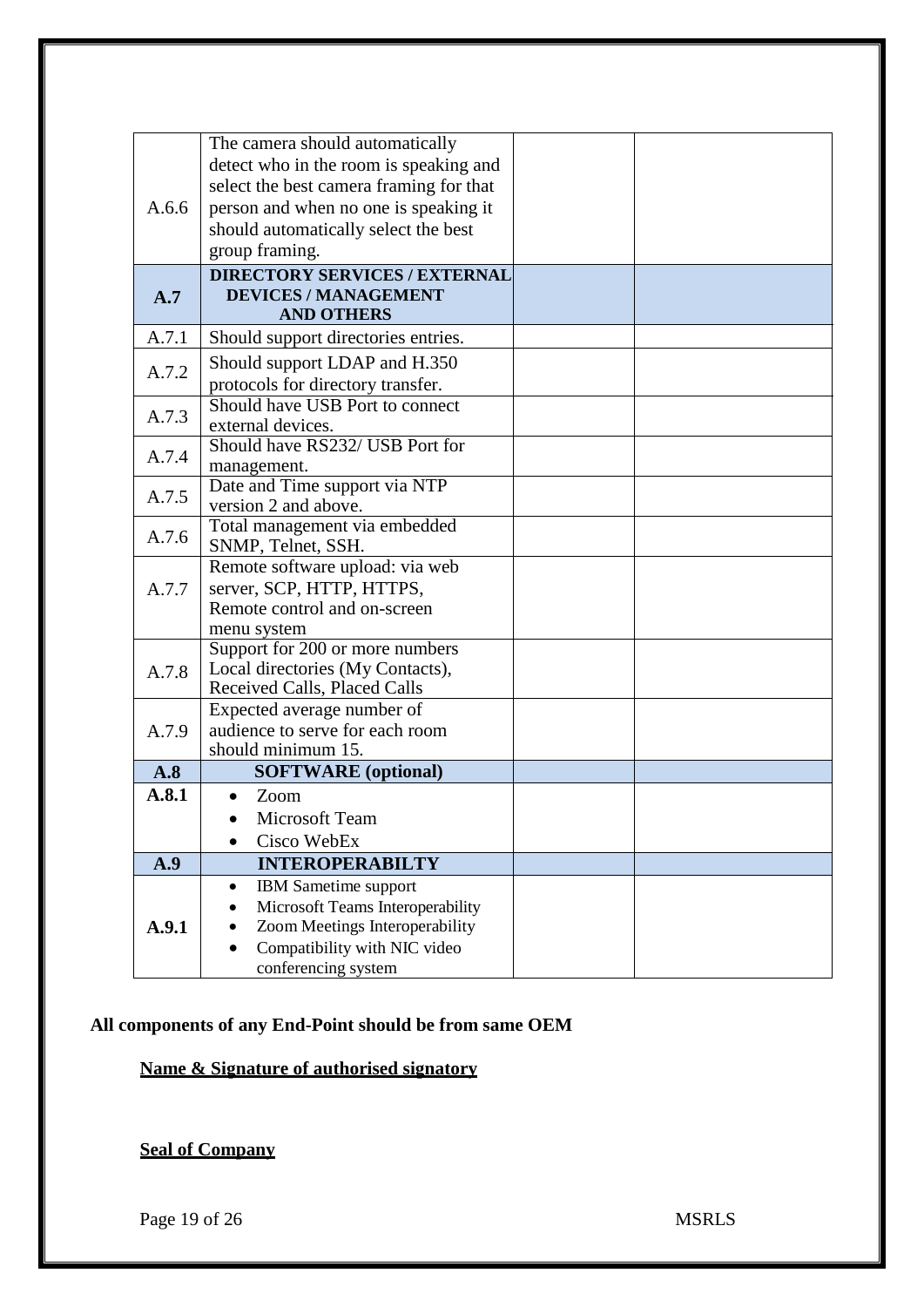| | | | |
|---|---|---|---|
| A.6.6 | The camera should automatically detect who in the room is speaking and select the best camera framing for that person and when no one is speaking it should automatically select the best group framing. | | |
| **A.7** | **DIRECTORY SERVICES / EXTERNAL DEVICES / MANAGEMENT AND OTHERS** | | |
| A.7.1 | Should support directories entries. | | |
| A.7.2 | Should support LDAP and H.350 protocols for directory transfer. | | |
| A.7.3 | Should have USB Port to connect external devices. | | |
| A.7.4 | Should have RS232/ USB Port for management. | | |
| A.7.5 | Date and Time support via NTP version 2 and above. | | |
| A.7.6 | Total management via embedded SNMP, Telnet, SSH. | | |
| A.7.7 | Remote software upload: via web server, SCP, HTTP, HTTPS, Remote control and on-screen menu system | | |
| A.7.8 | Support for 200 or more numbers Local directories (My Contacts), Received Calls, Placed Calls | | |
| A.7.9 | Expected average number of audience to serve for each room should minimum 15. | | |
| **A.8** | **SOFTWARE (optional)** | | |
| **A.8.1** | • Zoom<br>• Microsoft Team<br>• Cisco WebEx | | |
| **A.9** | **INTEROPERABILTY** | | |
| **A.9.1** | • IBM Sametime support<br>• Microsoft Teams Interoperability<br>• Zoom Meetings Interoperability<br>• Compatibility with NIC video conferencing system | | |

**All components of any End-Point should be from same OEM**

**Name & Signature of authorised signatory**

**Seal of Company**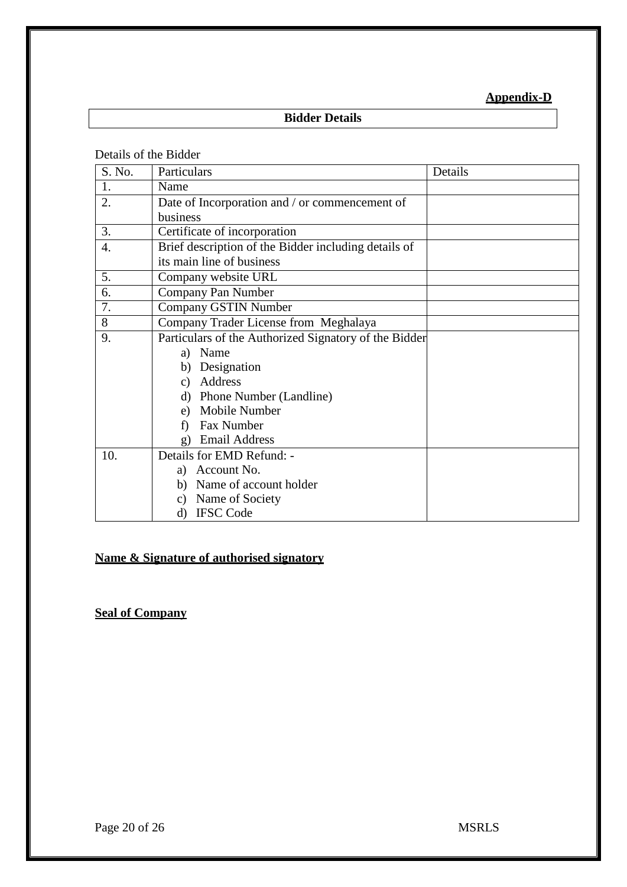**Appendix-D**

## Bidder Details

Details of the Bidder

| S. No. | Particulars | Details |
|---|---|---|
| 1. | Name | |
| 2. | Date of Incorporation and / or commencement of business | |
| 3. | Certificate of incorporation | |
| 4. | Brief description of the Bidder including details of its main line of business | |
| 5. | Company website URL | |
| 6. | Company Pan Number | |
| 7. | Company GSTIN Number | |
| 8 | Company Trader License from Meghalaya | |
| 9. | Particulars of the Authorized Signatory of the Bidder<br>a) Name<br>b) Designation<br>c) Address<br>d) Phone Number (Landline)<br>e) Mobile Number<br>f) Fax Number<br>g) Email Address | |
| 10. | Details for EMD Refund: -<br>a) Account No.<br>b) Name of account holder<br>c) Name of Society<br>d) IFSC Code | |

**Name & Signature of authorised signatory**

**Seal of Company**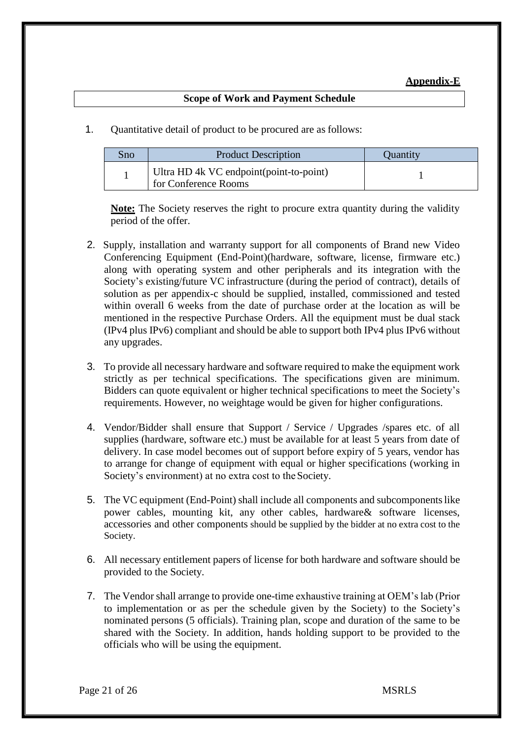**Appendix-E**

## Scope of Work and Payment Schedule

1. Quantitative detail of product to be procured are as follows:

| Sno | Product Description | Quantity |
|---|---|---|
| 1 | Ultra HD 4k VC endpoint(point-to-point) for Conference Rooms | 1 |

**Note:** The Society reserves the right to procure extra quantity during the validity period of the offer.

2. Supply, installation and warranty support for all components of Brand new Video Conferencing Equipment (End-Point)(hardware, software, license, firmware etc.) along with operating system and other peripherals and its integration with the Society's existing/future VC infrastructure (during the period of contract), details of solution as per appendix-c should be supplied, installed, commissioned and tested within overall 6 weeks from the date of purchase order at the location as will be mentioned in the respective Purchase Orders. All the equipment must be dual stack (IPv4 plus IPv6) compliant and should be able to support both IPv4 plus IPv6 without any upgrades.

3. To provide all necessary hardware and software required to make the equipment work strictly as per technical specifications. The specifications given are minimum. Bidders can quote equivalent or higher technical specifications to meet the Society's requirements. However, no weightage would be given for higher configurations.

4. Vendor/Bidder shall ensure that Support / Service / Upgrades /spares etc. of all supplies (hardware, software etc.) must be available for at least 5 years from date of delivery. In case model becomes out of support before expiry of 5 years, vendor has to arrange for change of equipment with equal or higher specifications (working in Society's environment) at no extra cost to the Society.

5. The VC equipment (End-Point) shall include all components and subcomponents like power cables, mounting kit, any other cables, hardware& software licenses, accessories and other components should be supplied by the bidder at no extra cost to the Society.

6. All necessary entitlement papers of license for both hardware and software should be provided to the Society.

7. The Vendor shall arrange to provide one-time exhaustive training at OEM's lab (Prior to implementation or as per the schedule given by the Society) to the Society's nominated persons (5 officials). Training plan, scope and duration of the same to be shared with the Society. In addition, hands holding support to be provided to the officials who will be using the equipment.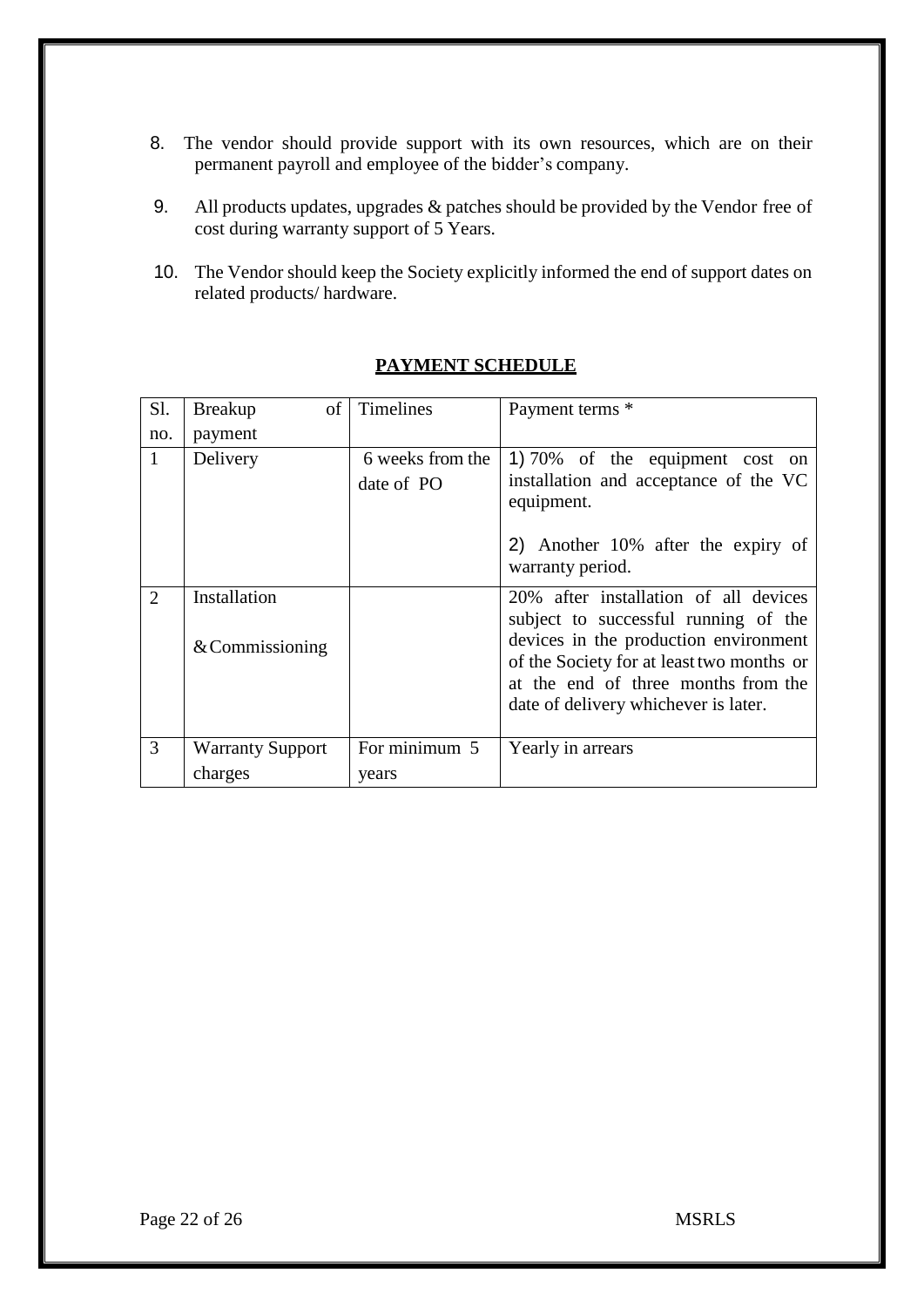8. The vendor should provide support with its own resources, which are on their permanent payroll and employee of the bidder's company.

9. All products updates, upgrades & patches should be provided by the Vendor free of cost during warranty support of 5 Years.

10. The Vendor should keep the Society explicitly informed the end of support dates on related products/ hardware.

## PAYMENT SCHEDULE

| Sl. no. | Breakup of payment | Timelines | Payment terms * |
|---|---|---|---|
| 1 | Delivery | 6 weeks from the date of PO | 1) 70% of the equipment cost on installation and acceptance of the VC equipment.<br><br>2) Another 10% after the expiry of warranty period. |
| 2 | Installation & Commissioning | | 20% after installation of all devices subject to successful running of the devices in the production environment of the Society for at least two months or at the end of three months from the date of delivery whichever is later. |
| 3 | Warranty Support charges | For minimum 5 years | Yearly in arrears |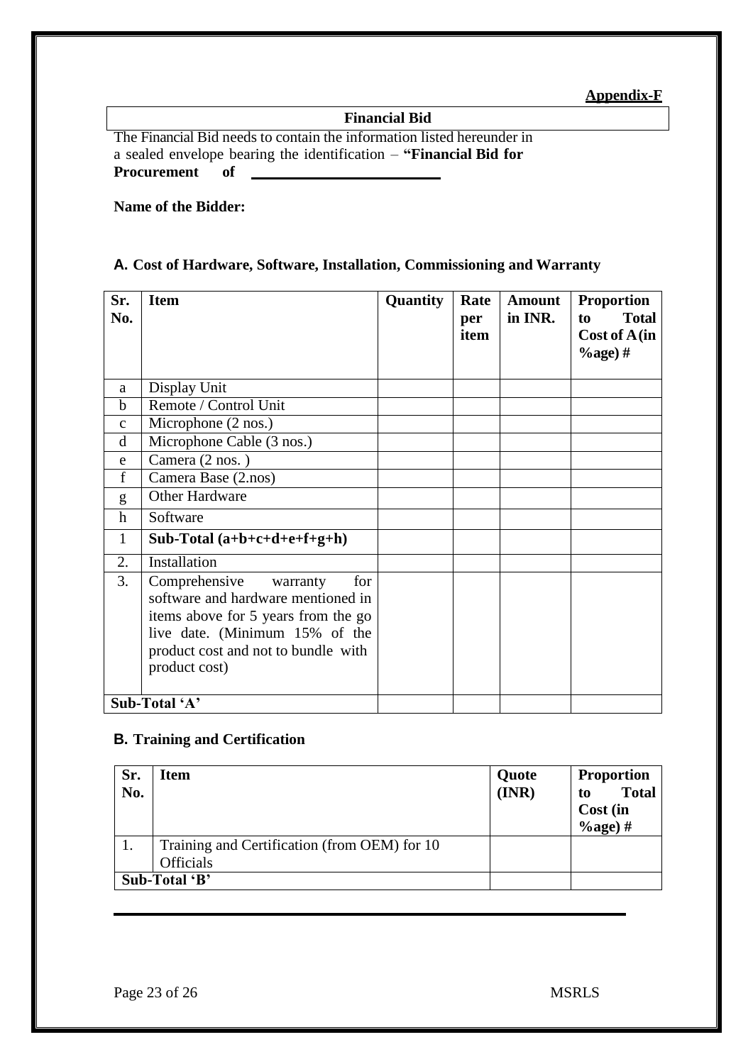**Appendix-F**

## Financial Bid

The Financial Bid needs to contain the information listed hereunder in a sealed envelope bearing the identification – **"Financial Bid for Procurement of ___________________**

**Name of the Bidder:**

### A. Cost of Hardware, Software, Installation, Commissioning and Warranty

| Sr. No. | Item | Quantity | Rate per item | Amount in INR. | Proportion to Total Cost of A (in %age) # |
|---|---|---|---|---|---|
| a | Display Unit | | | | |
| b | Remote / Control Unit | | | | |
| c | Microphone (2 nos.) | | | | |
| d | Microphone Cable (3 nos.) | | | | |
| e | Camera (2 nos. ) | | | | |
| f | Camera Base (2.nos) | | | | |
| g | Other Hardware | | | | |
| h | Software | | | | |
| 1 | **Sub-Total (a+b+c+d+e+f+g+h)** | | | | |
| 2. | Installation | | | | |
| 3. | Comprehensive warranty for software and hardware mentioned in items above for 5 years from the go live date. (Minimum 15% of the product cost and not to bundle with product cost) | | | | |
| **Sub-Total 'A'** | | | | | |

### B. Training and Certification

| Sr. No. | Item | Quote (INR) | Proportion to Total Cost (in %age) # |
|---|---|---|---|
| 1. | Training and Certification (from OEM) for 10 Officials | | |
| **Sub-Total 'B'** | | | |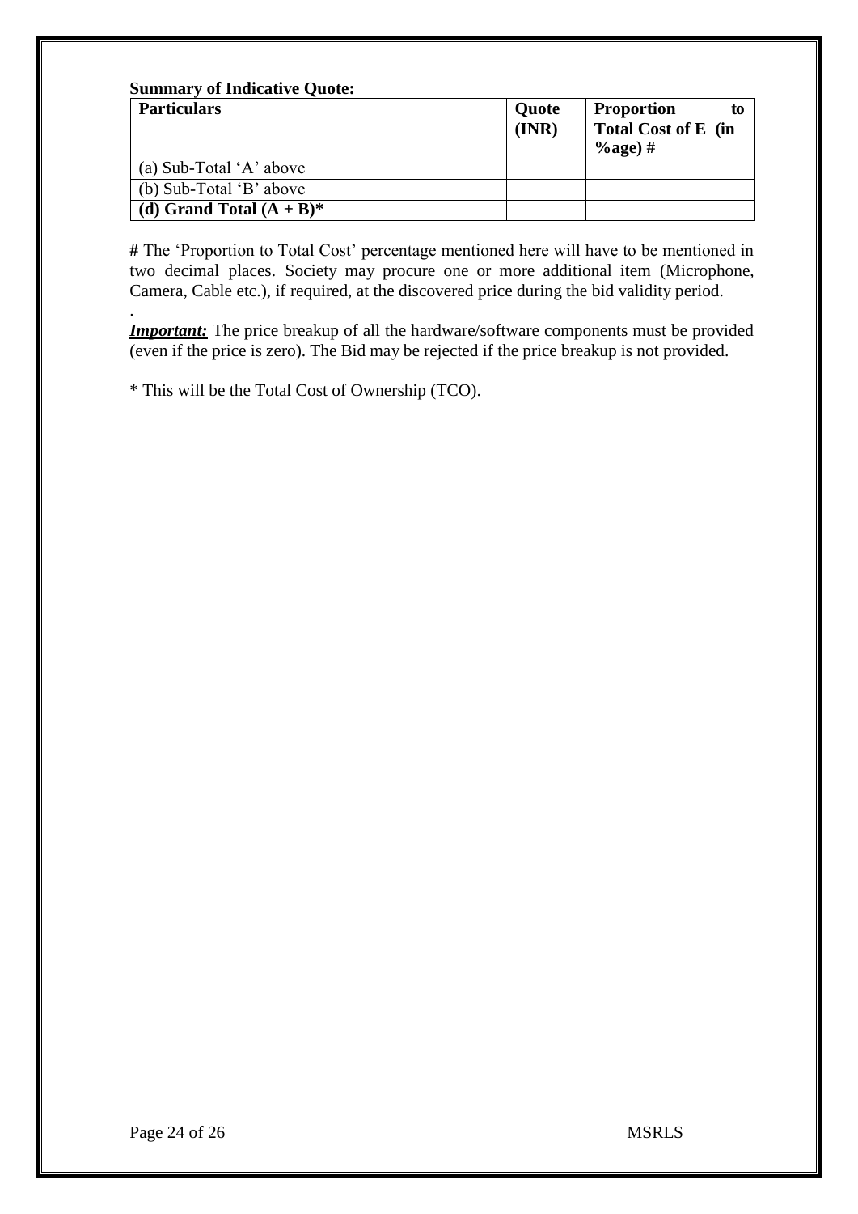**Summary of Indicative Quote:**

| Particulars | Quote (INR) | Proportion to Total Cost of E (in %age) # |
|---|---|---|
| (a) Sub-Total 'A' above | | |
| (b) Sub-Total 'B' above | | |
| **(d) Grand Total (A + B)*** | | |

**#** The 'Proportion to Total Cost' percentage mentioned here will have to be mentioned in two decimal places. Society may procure one or more additional item (Microphone, Camera, Cable etc.), if required, at the discovered price during the bid validity period.

.

***Important:*** The price breakup of all the hardware/software components must be provided (even if the price is zero). The Bid may be rejected if the price breakup is not provided.

\* This will be the Total Cost of Ownership (TCO).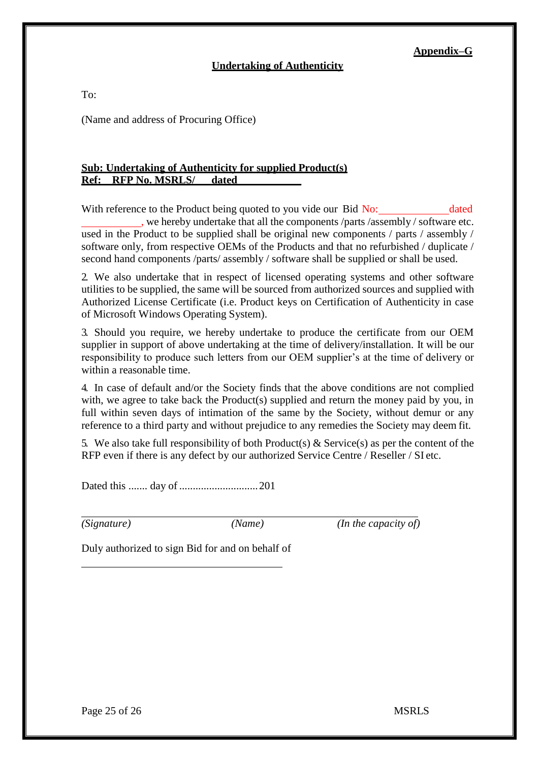**Appendix–G**

## Undertaking of Authenticity

To:

(Name and address of Procuring Office)

**Sub: Undertaking of Authenticity for supplied Product(s)**
**Ref: RFP No. MSRLS/ dated \_\_\_\_\_\_\_\_\_\_\_\_**

With reference to the Product being quoted to you vide our Bid No:\_\_\_\_\_\_\_\_\_\_\_\_\_dated \_\_\_\_\_\_\_\_\_\_\_, we hereby undertake that all the components /parts /assembly / software etc. used in the Product to be supplied shall be original new components / parts / assembly / software only, from respective OEMs of the Products and that no refurbished / duplicate / second hand components /parts/ assembly / software shall be supplied or shall be used.

2. We also undertake that in respect of licensed operating systems and other software utilities to be supplied, the same will be sourced from authorized sources and supplied with Authorized License Certificate (i.e. Product keys on Certification of Authenticity in case of Microsoft Windows Operating System).

3. Should you require, we hereby undertake to produce the certificate from our OEM supplier in support of above undertaking at the time of delivery/installation. It will be our responsibility to produce such letters from our OEM supplier's at the time of delivery or within a reasonable time.

4. In case of default and/or the Society finds that the above conditions are not complied with, we agree to take back the Product(s) supplied and return the money paid by you, in full within seven days of intimation of the same by the Society, without demur or any reference to a third party and without prejudice to any remedies the Society may deem fit.

5. We also take full responsibility of both Product(s) & Service(s) as per the content of the RFP even if there is any defect by our authorized Service Centre / Reseller / SI etc.

Dated this ....... day of ............................ 201

\_\_\_\_\_\_\_\_\_\_\_\_\_\_\_\_\_\_\_\_\_\_\_\_\_\_\_\_\_\_\_\_\_\_\_\_\_\_\_\_\_\_\_\_\_\_\_\_\_\_\_\_\_\_\_\_\_\_\_\_

*(Signature)* *(Name)* *(In the capacity of)*

Duly authorized to sign Bid for and on behalf of

\_\_\_\_\_\_\_\_\_\_\_\_\_\_\_\_\_\_\_\_\_\_\_\_\_\_\_\_\_\_\_\_\_\_\_\_\_\_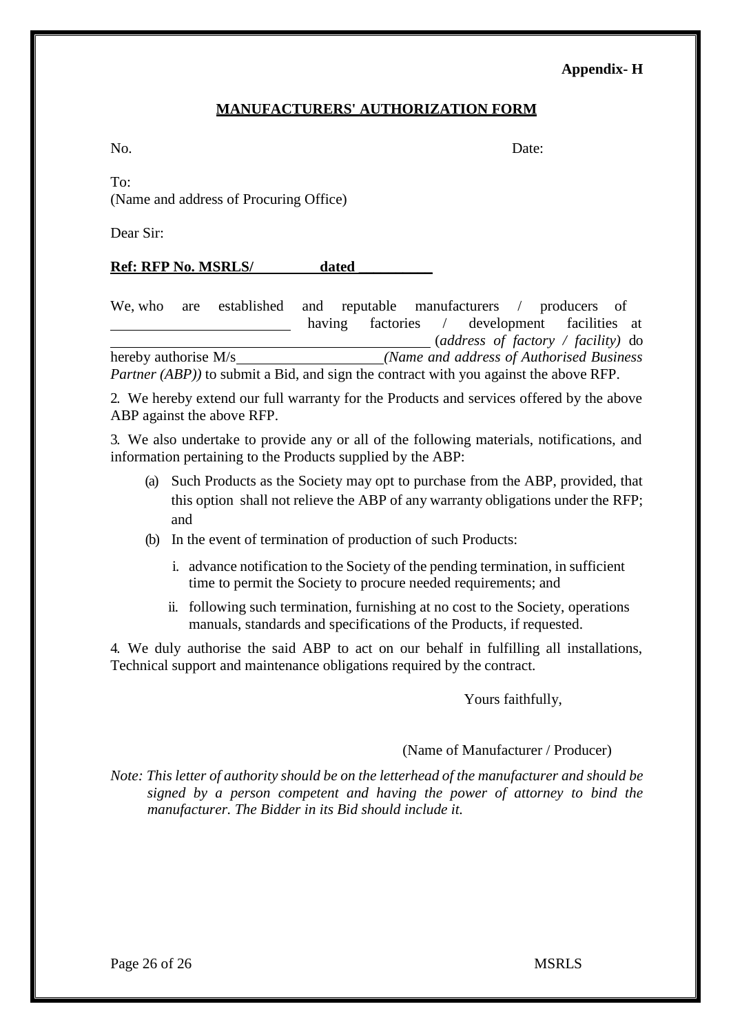**Appendix- H**

## MANUFACTURERS' AUTHORIZATION FORM

No. Date:

To:
(Name and address of Procuring Office)

Dear Sir:

**Ref: RFP No. MSRLS/ dated __________**

We, who are established and reputable manufacturers / producers of ______________________ having factories / development facilities at ________________________________________ (*address of factory / facility)* do hereby authorise M/s__________________*(Name and address of Authorised Business Partner (ABP))* to submit a Bid, and sign the contract with you against the above RFP.

2. We hereby extend our full warranty for the Products and services offered by the above ABP against the above RFP.

3. We also undertake to provide any or all of the following materials, notifications, and information pertaining to the Products supplied by the ABP:

(a) Such Products as the Society may opt to purchase from the ABP, provided, that this option shall not relieve the ABP of any warranty obligations under the RFP; and

(b) In the event of termination of production of such Products:

i. advance notification to the Society of the pending termination, in sufficient time to permit the Society to procure needed requirements; and

ii. following such termination, furnishing at no cost to the Society, operations manuals, standards and specifications of the Products, if requested.

4. We duly authorise the said ABP to act on our behalf in fulfilling all installations, Technical support and maintenance obligations required by the contract.

Yours faithfully,

(Name of Manufacturer / Producer)

*Note: This letter of authority should be on the letterhead of the manufacturer and should be signed by a person competent and having the power of attorney to bind the manufacturer. The Bidder in its Bid should include it.*